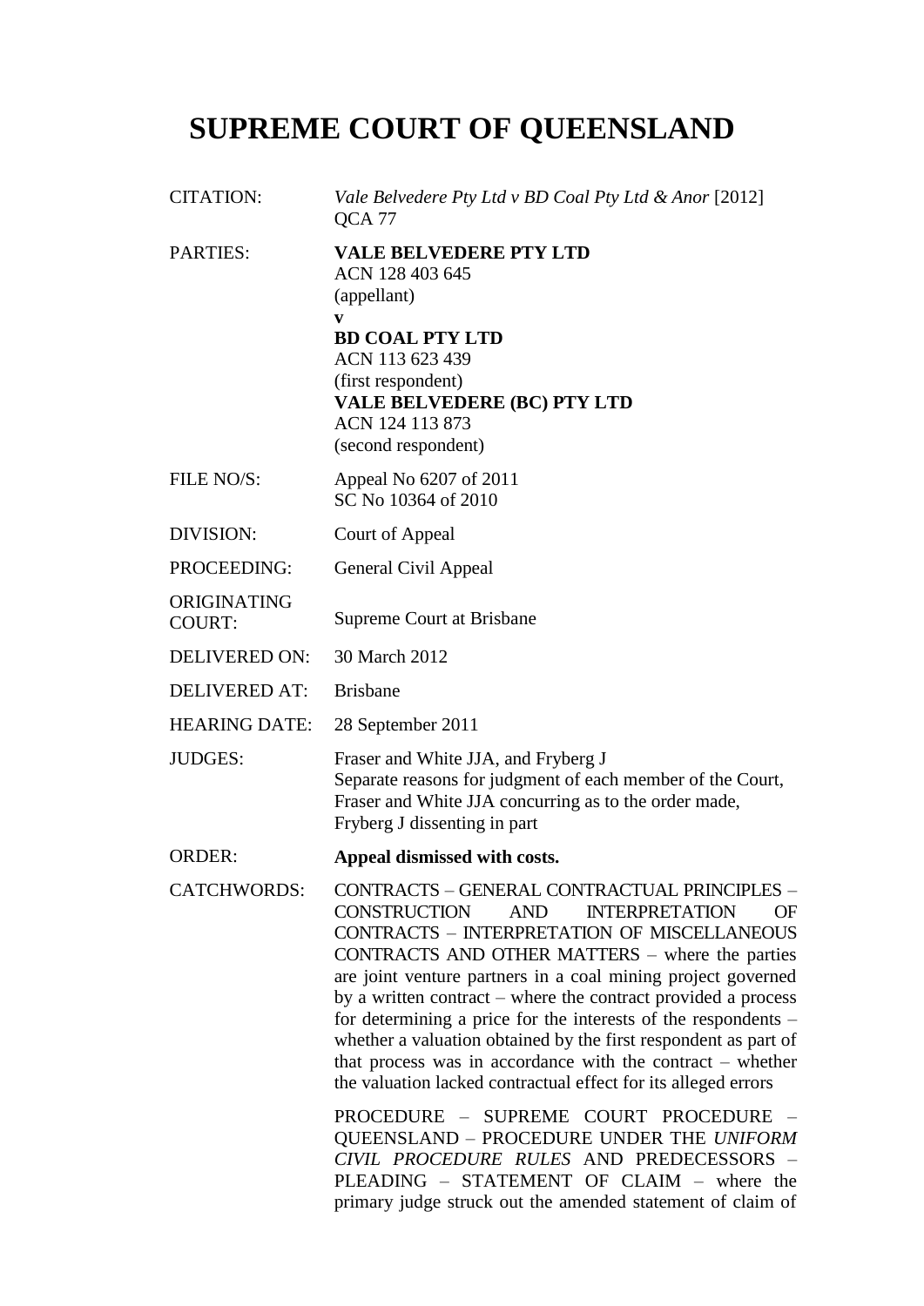# SUPREME COURT OF QUEENSLAND

| | |
|---|---|
| CITATION: | *Vale Belvedere Pty Ltd v BD Coal Pty Ltd & Anor* [2012] QCA 77 |
| PARTIES: | **VALE BELVEDERE PTY LTD**<br>ACN 128 403 645<br>(appellant)<br>**v**<br>**BD COAL PTY LTD**<br>ACN 113 623 439<br>(first respondent)<br>**VALE BELVEDERE (BC) PTY LTD**<br>ACN 124 113 873<br>(second respondent) |
| FILE NO/S: | Appeal No 6207 of 2011<br>SC No 10364 of 2010 |
| DIVISION: | Court of Appeal |
| PROCEEDING: | General Civil Appeal |
| ORIGINATING COURT: | Supreme Court at Brisbane |
| DELIVERED ON: | 30 March 2012 |
| DELIVERED AT: | Brisbane |
| HEARING DATE: | 28 September 2011 |
| JUDGES: | Fraser and White JJA, and Fryberg J<br>Separate reasons for judgment of each member of the Court, Fraser and White JJA concurring as to the order made, Fryberg J dissenting in part |
| ORDER: | **Appeal dismissed with costs.** |
| CATCHWORDS: | CONTRACTS – GENERAL CONTRACTUAL PRINCIPLES – CONSTRUCTION AND INTERPRETATION OF CONTRACTS – INTERPRETATION OF MISCELLANEOUS CONTRACTS AND OTHER MATTERS – where the parties are joint venture partners in a coal mining project governed by a written contract – where the contract provided a process for determining a price for the interests of the respondents – whether a valuation obtained by the first respondent as part of that process was in accordance with the contract – whether the valuation lacked contractual effect for its alleged errors<br><br>PROCEDURE – SUPREME COURT PROCEDURE – QUEENSLAND – PROCEDURE UNDER THE *UNIFORM CIVIL PROCEDURE RULES* AND PREDECESSORS – PLEADING – STATEMENT OF CLAIM – where the primary judge struck out the amended statement of claim of |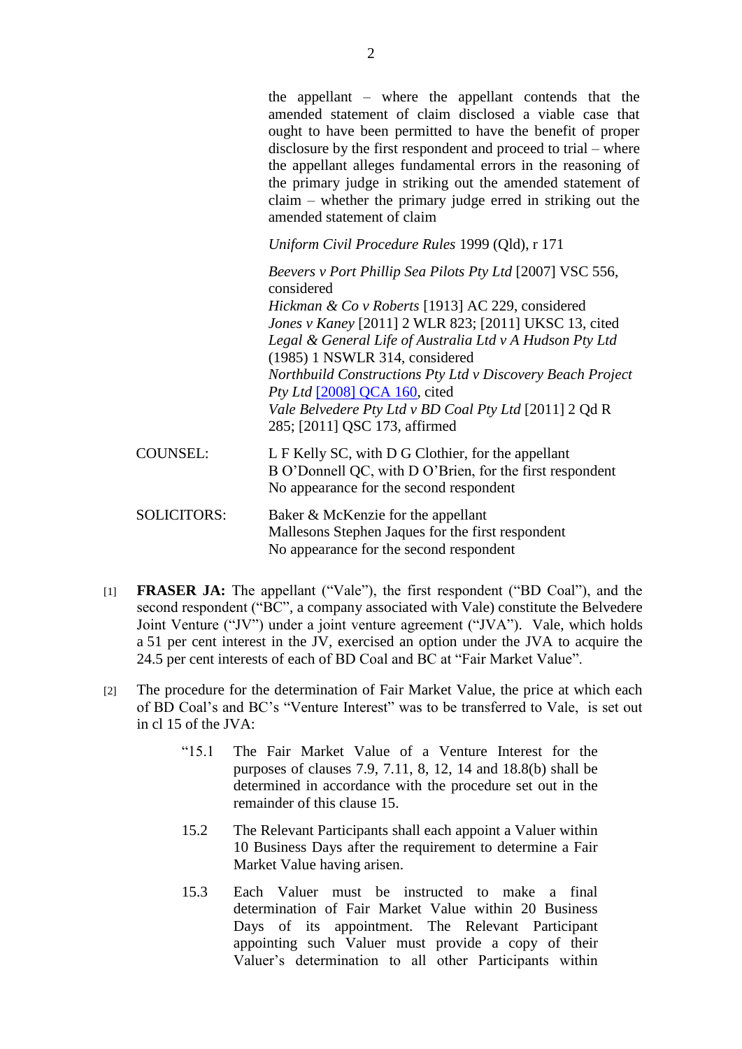the appellant – where the appellant contends that the amended statement of claim disclosed a viable case that ought to have been permitted to have the benefit of proper disclosure by the first respondent and proceed to trial – where the appellant alleges fundamental errors in the reasoning of the primary judge in striking out the amended statement of claim – whether the primary judge erred in striking out the amended statement of claim

*Uniform Civil Procedure Rules* 1999 (Qld), r 171

*Beevers v Port Phillip Sea Pilots Pty Ltd* [2007] VSC 556, considered
*Hickman & Co v Roberts* [1913] AC 229, considered
*Jones v Kaney* [2011] 2 WLR 823; [2011] UKSC 13, cited
*Legal & General Life of Australia Ltd v A Hudson Pty Ltd* (1985) 1 NSWLR 314, considered
*Northbuild Constructions Pty Ltd v Discovery Beach Project Pty Ltd* [2008] QCA 160, cited
*Vale Belvedere Pty Ltd v BD Coal Pty Ltd* [2011] 2 Qd R 285; [2011] QSC 173, affirmed

COUNSEL: L F Kelly SC, with D G Clothier, for the appellant
B O'Donnell QC, with D O'Brien, for the first respondent
No appearance for the second respondent

SOLICITORS: Baker & McKenzie for the appellant
Mallesons Stephen Jaques for the first respondent
No appearance for the second respondent

[1] **FRASER JA:** The appellant ("Vale"), the first respondent ("BD Coal"), and the second respondent ("BC", a company associated with Vale) constitute the Belvedere Joint Venture ("JV") under a joint venture agreement ("JVA"). Vale, which holds a 51 per cent interest in the JV, exercised an option under the JVA to acquire the 24.5 per cent interests of each of BD Coal and BC at "Fair Market Value".

[2] The procedure for the determination of Fair Market Value, the price at which each of BD Coal's and BC's "Venture Interest" was to be transferred to Vale, is set out in cl 15 of the JVA:

> "15.1 The Fair Market Value of a Venture Interest for the purposes of clauses 7.9, 7.11, 8, 12, 14 and 18.8(b) shall be determined in accordance with the procedure set out in the remainder of this clause 15.
>
> 15.2 The Relevant Participants shall each appoint a Valuer within 10 Business Days after the requirement to determine a Fair Market Value having arisen.
>
> 15.3 Each Valuer must be instructed to make a final determination of Fair Market Value within 20 Business Days of its appointment. The Relevant Participant appointing such Valuer must provide a copy of their Valuer's determination to all other Participants within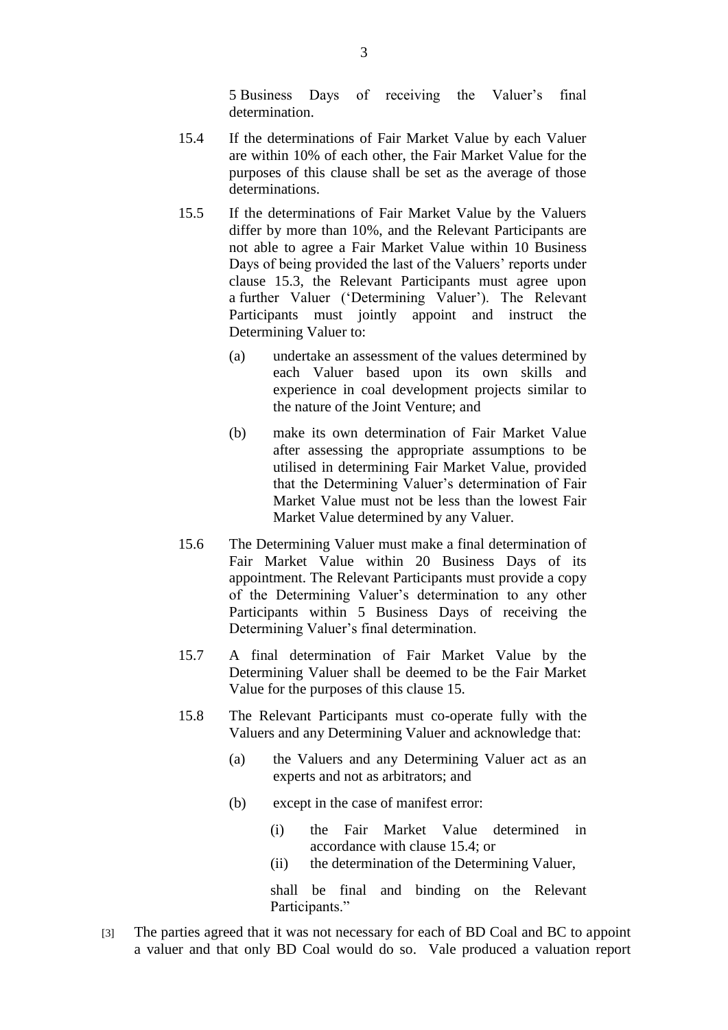5 Business Days of receiving the Valuer's final determination.

15.4 If the determinations of Fair Market Value by each Valuer are within 10% of each other, the Fair Market Value for the purposes of this clause shall be set as the average of those determinations.

15.5 If the determinations of Fair Market Value by the Valuers differ by more than 10%, and the Relevant Participants are not able to agree a Fair Market Value within 10 Business Days of being provided the last of the Valuers' reports under clause 15.3, the Relevant Participants must agree upon a further Valuer ('Determining Valuer'). The Relevant Participants must jointly appoint and instruct the Determining Valuer to:

(a) undertake an assessment of the values determined by each Valuer based upon its own skills and experience in coal development projects similar to the nature of the Joint Venture; and

(b) make its own determination of Fair Market Value after assessing the appropriate assumptions to be utilised in determining Fair Market Value, provided that the Determining Valuer's determination of Fair Market Value must not be less than the lowest Fair Market Value determined by any Valuer.

15.6 The Determining Valuer must make a final determination of Fair Market Value within 20 Business Days of its appointment. The Relevant Participants must provide a copy of the Determining Valuer's determination to any other Participants within 5 Business Days of receiving the Determining Valuer's final determination.

15.7 A final determination of Fair Market Value by the Determining Valuer shall be deemed to be the Fair Market Value for the purposes of this clause 15.

15.8 The Relevant Participants must co-operate fully with the Valuers and any Determining Valuer and acknowledge that:

(a) the Valuers and any Determining Valuer act as an experts and not as arbitrators; and

(b) except in the case of manifest error:

(i) the Fair Market Value determined in accordance with clause 15.4; or

(ii) the determination of the Determining Valuer,

shall be final and binding on the Relevant Participants."

[3] The parties agreed that it was not necessary for each of BD Coal and BC to appoint a valuer and that only BD Coal would do so. Vale produced a valuation report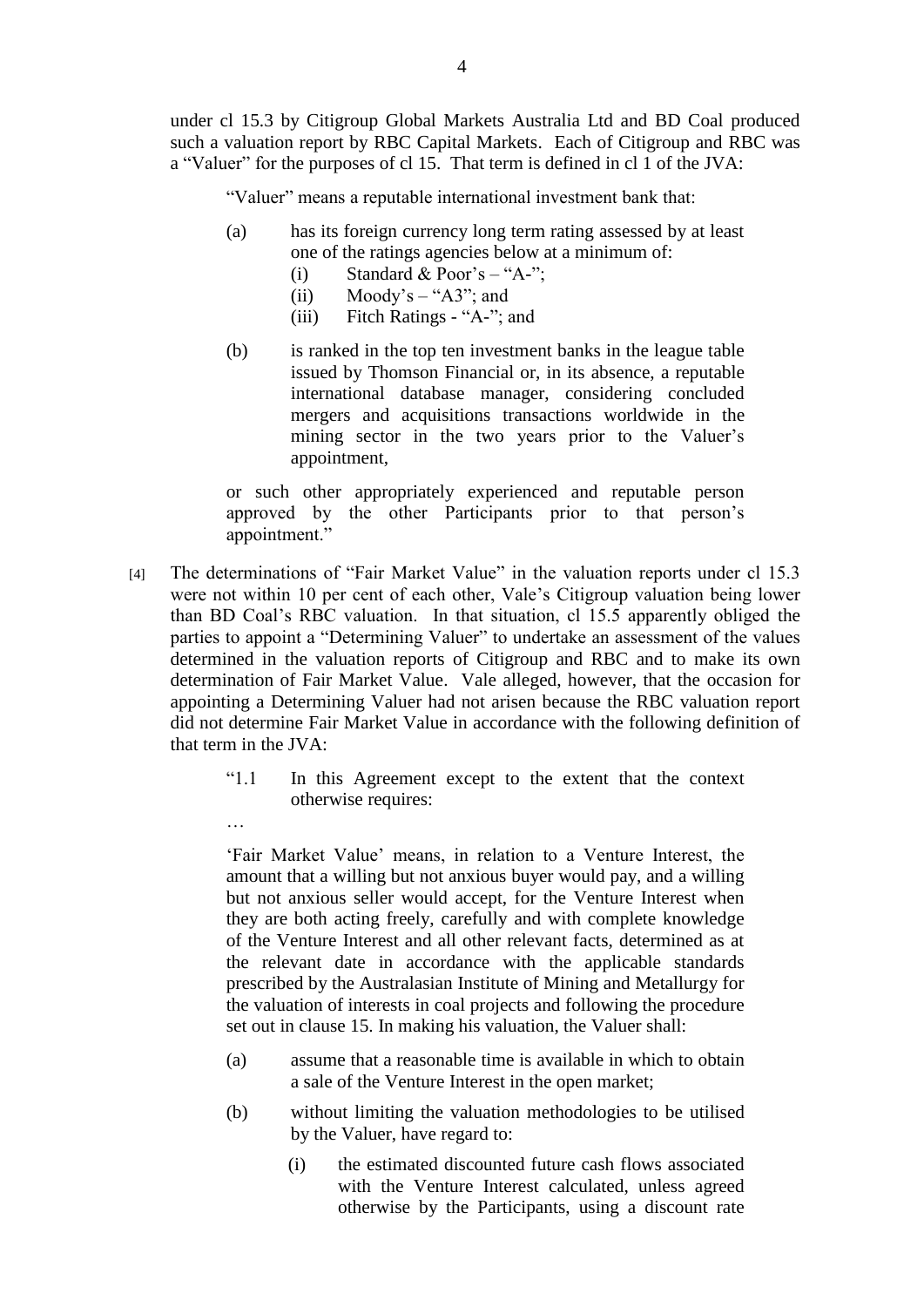under cl 15.3 by Citigroup Global Markets Australia Ltd and BD Coal produced such a valuation report by RBC Capital Markets. Each of Citigroup and RBC was a "Valuer" for the purposes of cl 15. That term is defined in cl 1 of the JVA:

> "Valuer" means a reputable international investment bank that:
>
> (a) has its foreign currency long term rating assessed by at least one of the ratings agencies below at a minimum of:
>   (i) Standard & Poor's – "A-";
>   (ii) Moody's – "A3"; and
>   (iii) Fitch Ratings - "A-"; and
>
> (b) is ranked in the top ten investment banks in the league table issued by Thomson Financial or, in its absence, a reputable international database manager, considering concluded mergers and acquisitions transactions worldwide in the mining sector in the two years prior to the Valuer's appointment,
>
> or such other appropriately experienced and reputable person approved by the other Participants prior to that person's appointment."

[4] The determinations of "Fair Market Value" in the valuation reports under cl 15.3 were not within 10 per cent of each other, Vale's Citigroup valuation being lower than BD Coal's RBC valuation. In that situation, cl 15.5 apparently obliged the parties to appoint a "Determining Valuer" to undertake an assessment of the values determined in the valuation reports of Citigroup and RBC and to make its own determination of Fair Market Value. Vale alleged, however, that the occasion for appointing a Determining Valuer had not arisen because the RBC valuation report did not determine Fair Market Value in accordance with the following definition of that term in the JVA:

> "1.1 In this Agreement except to the extent that the context otherwise requires:
>
> …
>
> 'Fair Market Value' means, in relation to a Venture Interest, the amount that a willing but not anxious buyer would pay, and a willing but not anxious seller would accept, for the Venture Interest when they are both acting freely, carefully and with complete knowledge of the Venture Interest and all other relevant facts, determined as at the relevant date in accordance with the applicable standards prescribed by the Australasian Institute of Mining and Metallurgy for the valuation of interests in coal projects and following the procedure set out in clause 15. In making his valuation, the Valuer shall:
>
> (a) assume that a reasonable time is available in which to obtain a sale of the Venture Interest in the open market;
>
> (b) without limiting the valuation methodologies to be utilised by the Valuer, have regard to:
>
>   (i) the estimated discounted future cash flows associated with the Venture Interest calculated, unless agreed otherwise by the Participants, using a discount rate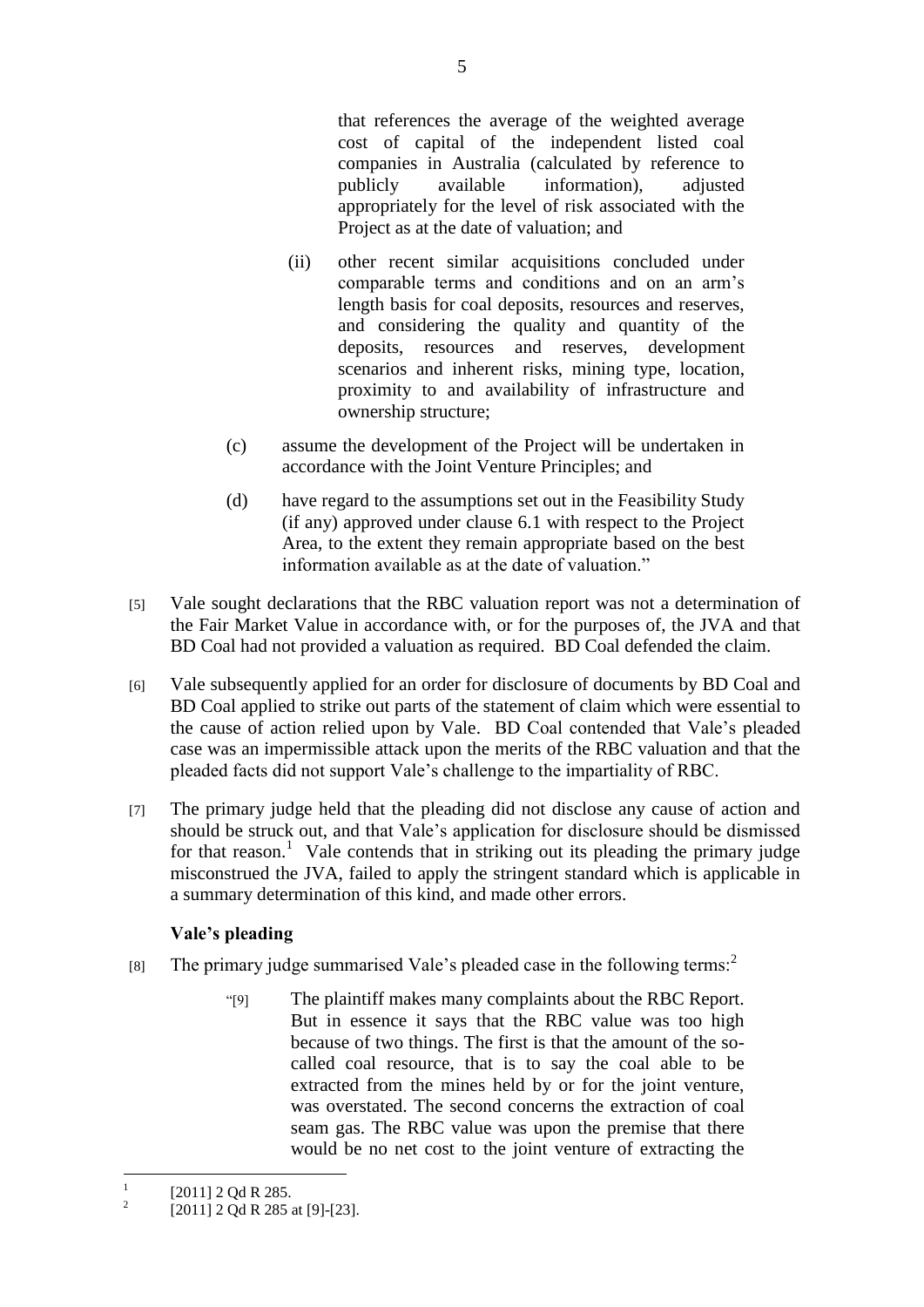that references the average of the weighted average cost of capital of the independent listed coal companies in Australia (calculated by reference to publicly available information), adjusted appropriately for the level of risk associated with the Project as at the date of valuation; and

(ii) other recent similar acquisitions concluded under comparable terms and conditions and on an arm's length basis for coal deposits, resources and reserves, and considering the quality and quantity of the deposits, resources and reserves, development scenarios and inherent risks, mining type, location, proximity to and availability of infrastructure and ownership structure;

(c) assume the development of the Project will be undertaken in accordance with the Joint Venture Principles; and

(d) have regard to the assumptions set out in the Feasibility Study (if any) approved under clause 6.1 with respect to the Project Area, to the extent they remain appropriate based on the best information available as at the date of valuation."

[5] Vale sought declarations that the RBC valuation report was not a determination of the Fair Market Value in accordance with, or for the purposes of, the JVA and that BD Coal had not provided a valuation as required. BD Coal defended the claim.

[6] Vale subsequently applied for an order for disclosure of documents by BD Coal and BD Coal applied to strike out parts of the statement of claim which were essential to the cause of action relied upon by Vale. BD Coal contended that Vale's pleaded case was an impermissible attack upon the merits of the RBC valuation and that the pleaded facts did not support Vale's challenge to the impartiality of RBC.

[7] The primary judge held that the pleading did not disclose any cause of action and should be struck out, and that Vale's application for disclosure should be dismissed for that reason.[1] Vale contends that in striking out its pleading the primary judge misconstrued the JVA, failed to apply the stringent standard which is applicable in a summary determination of this kind, and made other errors.

### Vale's pleading

[8] The primary judge summarised Vale's pleaded case in the following terms:[2]

> "[9] The plaintiff makes many complaints about the RBC Report. But in essence it says that the RBC value was too high because of two things. The first is that the amount of the so-called coal resource, that is to say the coal able to be extracted from the mines held by or for the joint venture, was overstated. The second concerns the extraction of coal seam gas. The RBC value was upon the premise that there would be no net cost to the joint venture of extracting the

---

[1] [2011] 2 Qd R 285.

[2] [2011] 2 Qd R 285 at [9]-[23].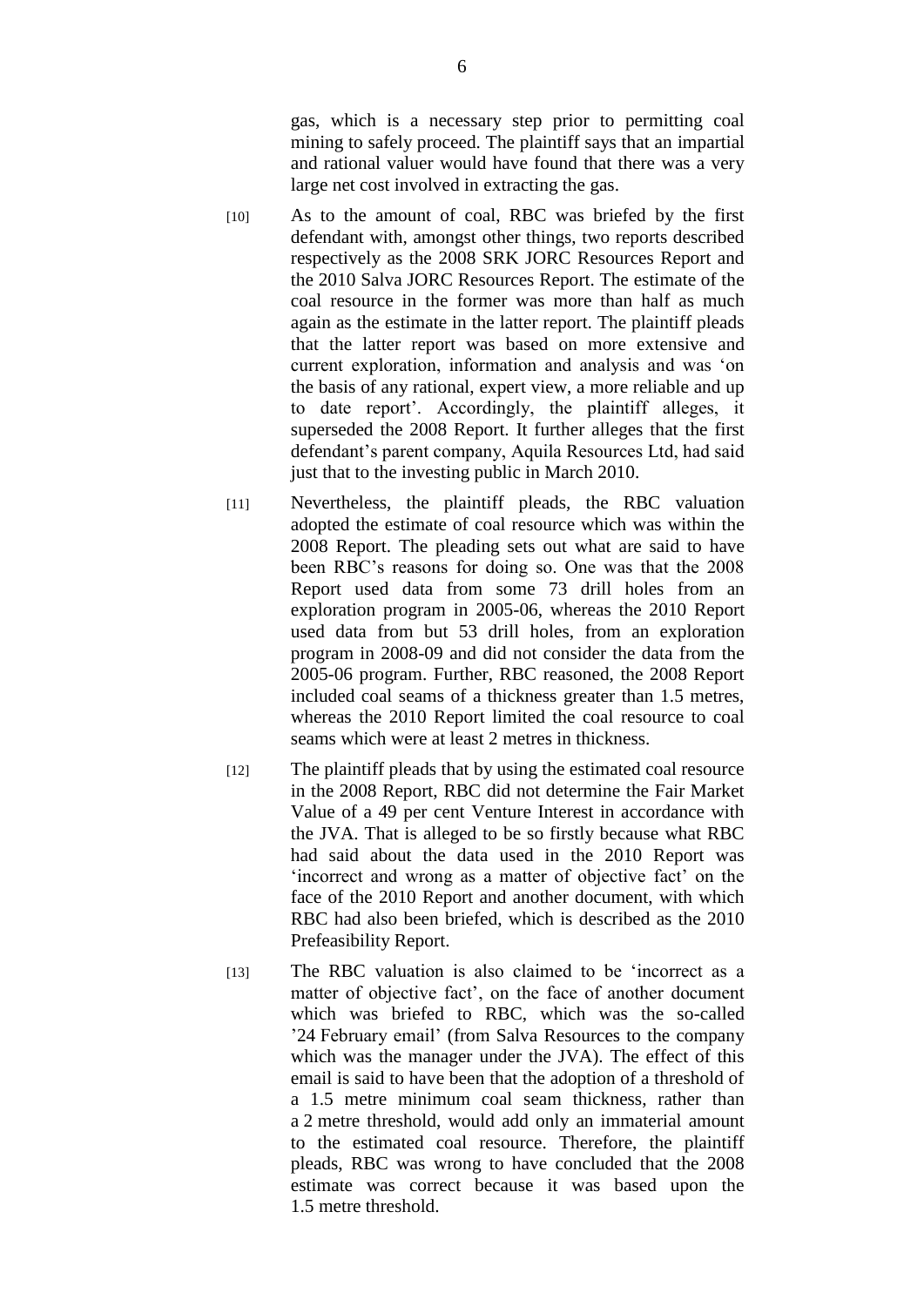gas, which is a necessary step prior to permitting coal mining to safely proceed. The plaintiff says that an impartial and rational valuer would have found that there was a very large net cost involved in extracting the gas.

[10] As to the amount of coal, RBC was briefed by the first defendant with, amongst other things, two reports described respectively as the 2008 SRK JORC Resources Report and the 2010 Salva JORC Resources Report. The estimate of the coal resource in the former was more than half as much again as the estimate in the latter report. The plaintiff pleads that the latter report was based on more extensive and current exploration, information and analysis and was 'on the basis of any rational, expert view, a more reliable and up to date report'. Accordingly, the plaintiff alleges, it superseded the 2008 Report. It further alleges that the first defendant's parent company, Aquila Resources Ltd, had said just that to the investing public in March 2010.

[11] Nevertheless, the plaintiff pleads, the RBC valuation adopted the estimate of coal resource which was within the 2008 Report. The pleading sets out what are said to have been RBC's reasons for doing so. One was that the 2008 Report used data from some 73 drill holes from an exploration program in 2005-06, whereas the 2010 Report used data from but 53 drill holes, from an exploration program in 2008-09 and did not consider the data from the 2005-06 program. Further, RBC reasoned, the 2008 Report included coal seams of a thickness greater than 1.5 metres, whereas the 2010 Report limited the coal resource to coal seams which were at least 2 metres in thickness.

[12] The plaintiff pleads that by using the estimated coal resource in the 2008 Report, RBC did not determine the Fair Market Value of a 49 per cent Venture Interest in accordance with the JVA. That is alleged to be so firstly because what RBC had said about the data used in the 2010 Report was 'incorrect and wrong as a matter of objective fact' on the face of the 2010 Report and another document, with which RBC had also been briefed, which is described as the 2010 Prefeasibility Report.

[13] The RBC valuation is also claimed to be 'incorrect as a matter of objective fact', on the face of another document which was briefed to RBC, which was the so-called '24 February email' (from Salva Resources to the company which was the manager under the JVA). The effect of this email is said to have been that the adoption of a threshold of a 1.5 metre minimum coal seam thickness, rather than a 2 metre threshold, would add only an immaterial amount to the estimated coal resource. Therefore, the plaintiff pleads, RBC was wrong to have concluded that the 2008 estimate was correct because it was based upon the 1.5 metre threshold.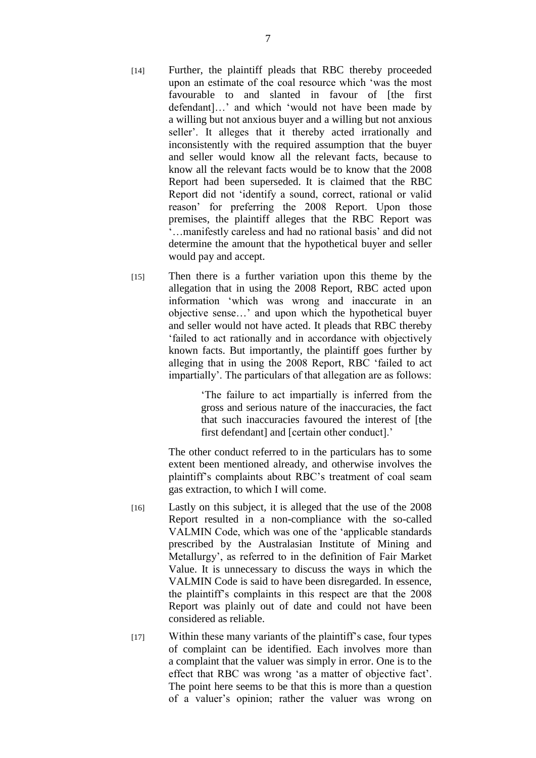[14] Further, the plaintiff pleads that RBC thereby proceeded upon an estimate of the coal resource which 'was the most favourable to and slanted in favour of [the first defendant]…' and which 'would not have been made by a willing but not anxious buyer and a willing but not anxious seller'. It alleges that it thereby acted irrationally and inconsistently with the required assumption that the buyer and seller would know all the relevant facts, because to know all the relevant facts would be to know that the 2008 Report had been superseded. It is claimed that the RBC Report did not 'identify a sound, correct, rational or valid reason' for preferring the 2008 Report. Upon those premises, the plaintiff alleges that the RBC Report was '…manifestly careless and had no rational basis' and did not determine the amount that the hypothetical buyer and seller would pay and accept.

[15] Then there is a further variation upon this theme by the allegation that in using the 2008 Report, RBC acted upon information 'which was wrong and inaccurate in an objective sense…' and upon which the hypothetical buyer and seller would not have acted. It pleads that RBC thereby 'failed to act rationally and in accordance with objectively known facts. But importantly, the plaintiff goes further by alleging that in using the 2008 Report, RBC 'failed to act impartially'. The particulars of that allegation are as follows:

> 'The failure to act impartially is inferred from the gross and serious nature of the inaccuracies, the fact that such inaccuracies favoured the interest of [the first defendant] and [certain other conduct].'

The other conduct referred to in the particulars has to some extent been mentioned already, and otherwise involves the plaintiff's complaints about RBC's treatment of coal seam gas extraction, to which I will come.

[16] Lastly on this subject, it is alleged that the use of the 2008 Report resulted in a non-compliance with the so-called VALMIN Code, which was one of the 'applicable standards prescribed by the Australasian Institute of Mining and Metallurgy', as referred to in the definition of Fair Market Value. It is unnecessary to discuss the ways in which the VALMIN Code is said to have been disregarded. In essence, the plaintiff's complaints in this respect are that the 2008 Report was plainly out of date and could not have been considered as reliable.

[17] Within these many variants of the plaintiff's case, four types of complaint can be identified. Each involves more than a complaint that the valuer was simply in error. One is to the effect that RBC was wrong 'as a matter of objective fact'. The point here seems to be that this is more than a question of a valuer's opinion; rather the valuer was wrong on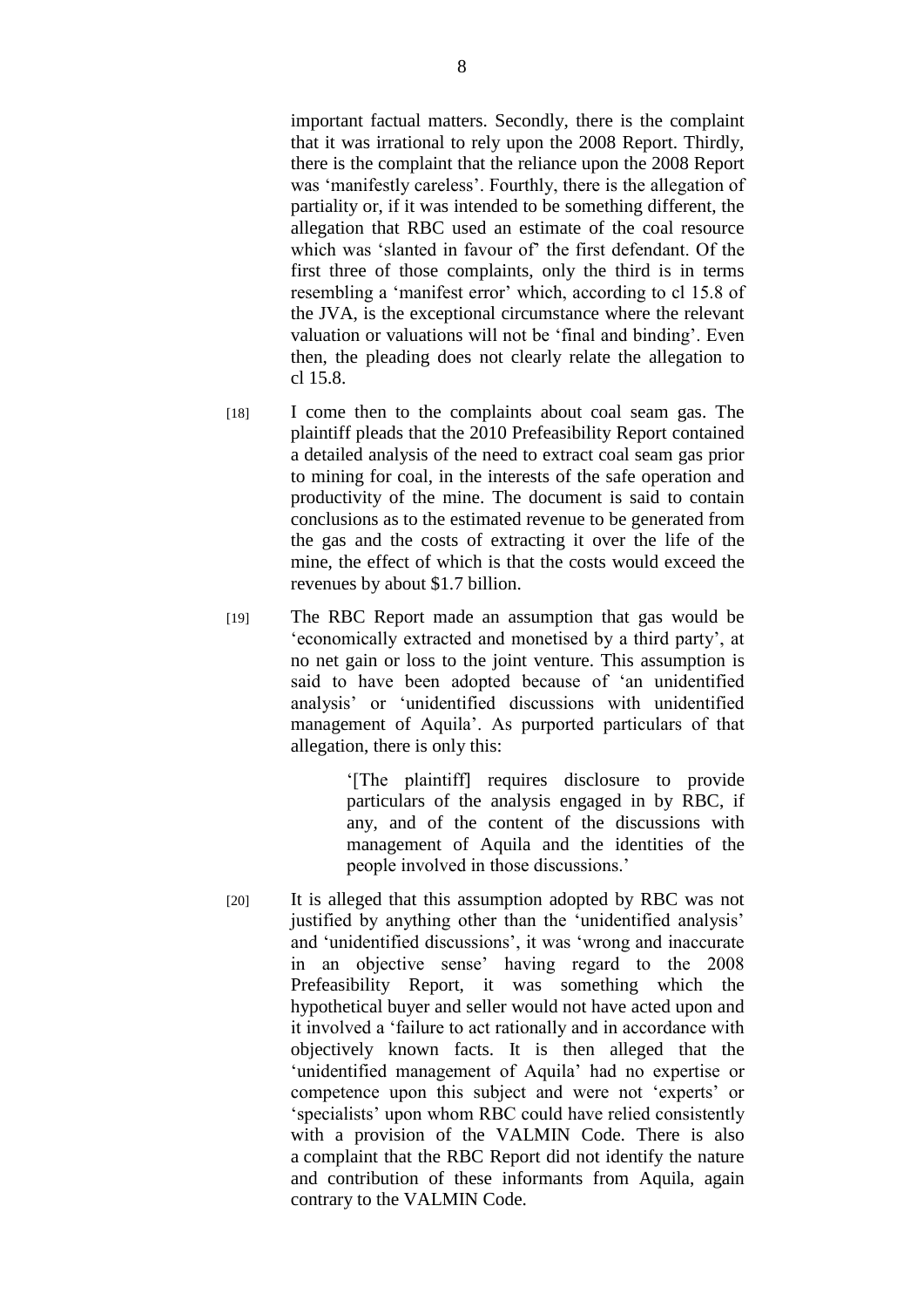important factual matters. Secondly, there is the complaint that it was irrational to rely upon the 2008 Report. Thirdly, there is the complaint that the reliance upon the 2008 Report was 'manifestly careless'. Fourthly, there is the allegation of partiality or, if it was intended to be something different, the allegation that RBC used an estimate of the coal resource which was 'slanted in favour of' the first defendant. Of the first three of those complaints, only the third is in terms resembling a 'manifest error' which, according to cl 15.8 of the JVA, is the exceptional circumstance where the relevant valuation or valuations will not be 'final and binding'. Even then, the pleading does not clearly relate the allegation to cl 15.8.

[18] I come then to the complaints about coal seam gas. The plaintiff pleads that the 2010 Prefeasibility Report contained a detailed analysis of the need to extract coal seam gas prior to mining for coal, in the interests of the safe operation and productivity of the mine. The document is said to contain conclusions as to the estimated revenue to be generated from the gas and the costs of extracting it over the life of the mine, the effect of which is that the costs would exceed the revenues by about $1.7 billion.

[19] The RBC Report made an assumption that gas would be 'economically extracted and monetised by a third party', at no net gain or loss to the joint venture. This assumption is said to have been adopted because of 'an unidentified analysis' or 'unidentified discussions with unidentified management of Aquila'. As purported particulars of that allegation, there is only this:

> '[The plaintiff] requires disclosure to provide particulars of the analysis engaged in by RBC, if any, and of the content of the discussions with management of Aquila and the identities of the people involved in those discussions.'

[20] It is alleged that this assumption adopted by RBC was not justified by anything other than the 'unidentified analysis' and 'unidentified discussions', it was 'wrong and inaccurate in an objective sense' having regard to the 2008 Prefeasibility Report, it was something which the hypothetical buyer and seller would not have acted upon and it involved a 'failure to act rationally and in accordance with objectively known facts. It is then alleged that the 'unidentified management of Aquila' had no expertise or competence upon this subject and were not 'experts' or 'specialists' upon whom RBC could have relied consistently with a provision of the VALMIN Code. There is also a complaint that the RBC Report did not identify the nature and contribution of these informants from Aquila, again contrary to the VALMIN Code.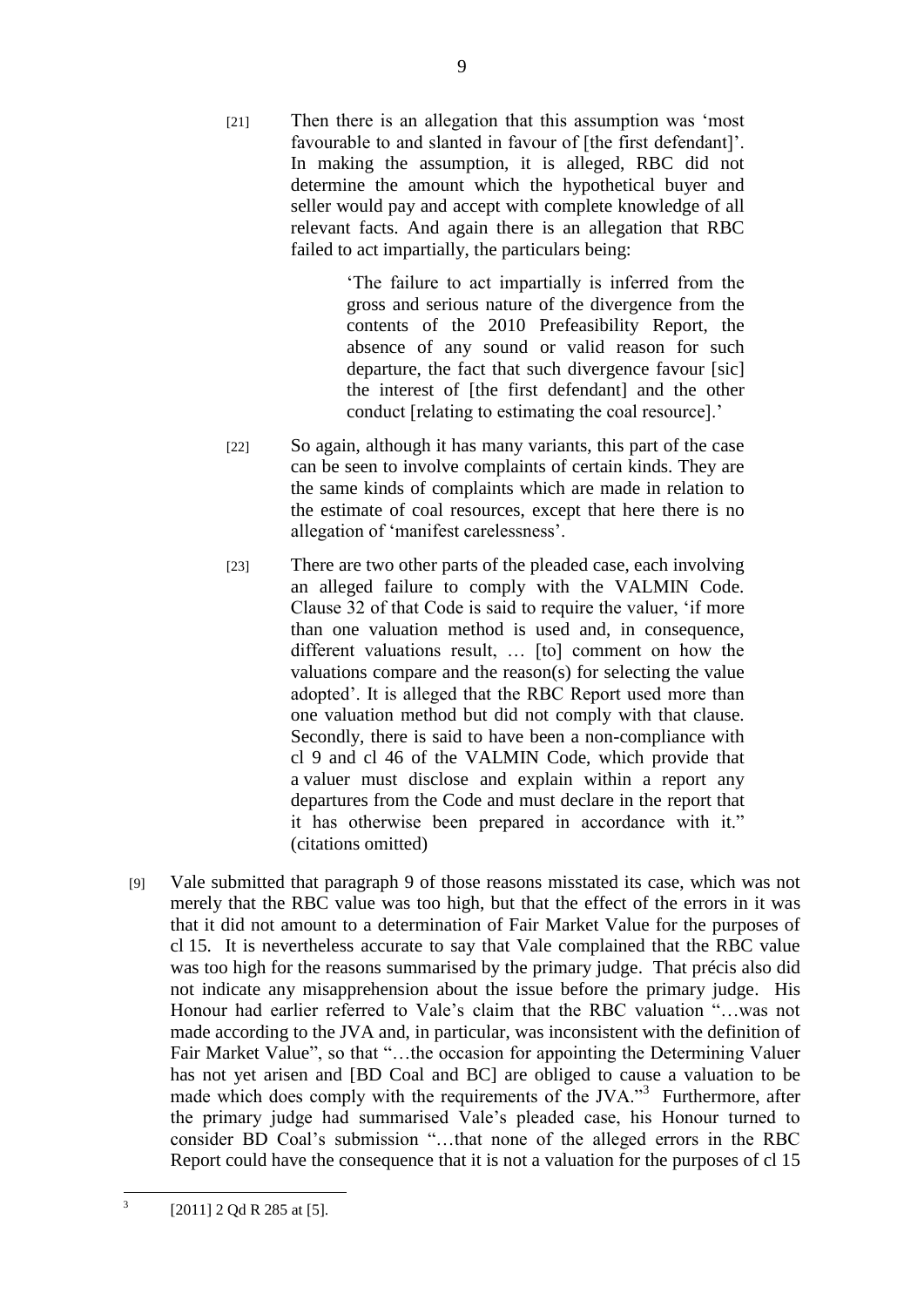> [21] Then there is an allegation that this assumption was 'most favourable to and slanted in favour of [the first defendant]'. In making the assumption, it is alleged, RBC did not determine the amount which the hypothetical buyer and seller would pay and accept with complete knowledge of all relevant facts. And again there is an allegation that RBC failed to act impartially, the particulars being:
>
> > 'The failure to act impartially is inferred from the gross and serious nature of the divergence from the contents of the 2010 Prefeasibility Report, the absence of any sound or valid reason for such departure, the fact that such divergence favour [sic] the interest of [the first defendant] and the other conduct [relating to estimating the coal resource].'
>
> [22] So again, although it has many variants, this part of the case can be seen to involve complaints of certain kinds. They are the same kinds of complaints which are made in relation to the estimate of coal resources, except that here there is no allegation of 'manifest carelessness'.
>
> [23] There are two other parts of the pleaded case, each involving an alleged failure to comply with the VALMIN Code. Clause 32 of that Code is said to require the valuer, 'if more than one valuation method is used and, in consequence, different valuations result, … [to] comment on how the valuations compare and the reason(s) for selecting the value adopted'. It is alleged that the RBC Report used more than one valuation method but did not comply with that clause. Secondly, there is said to have been a non-compliance with cl 9 and cl 46 of the VALMIN Code, which provide that a valuer must disclose and explain within a report any departures from the Code and must declare in the report that it has otherwise been prepared in accordance with it." (citations omitted)

[9] Vale submitted that paragraph 9 of those reasons misstated its case, which was not merely that the RBC value was too high, but that the effect of the errors in it was that it did not amount to a determination of Fair Market Value for the purposes of cl 15. It is nevertheless accurate to say that Vale complained that the RBC value was too high for the reasons summarised by the primary judge. That précis also did not indicate any misapprehension about the issue before the primary judge. His Honour had earlier referred to Vale's claim that the RBC valuation "…was not made according to the JVA and, in particular, was inconsistent with the definition of Fair Market Value", so that "…the occasion for appointing the Determining Valuer has not yet arisen and [BD Coal and BC] are obliged to cause a valuation to be made which does comply with the requirements of the JVA."[3] Furthermore, after the primary judge had summarised Vale's pleaded case, his Honour turned to consider BD Coal's submission "…that none of the alleged errors in the RBC Report could have the consequence that it is not a valuation for the purposes of cl 15

---

[3] [2011] 2 Qd R 285 at [5].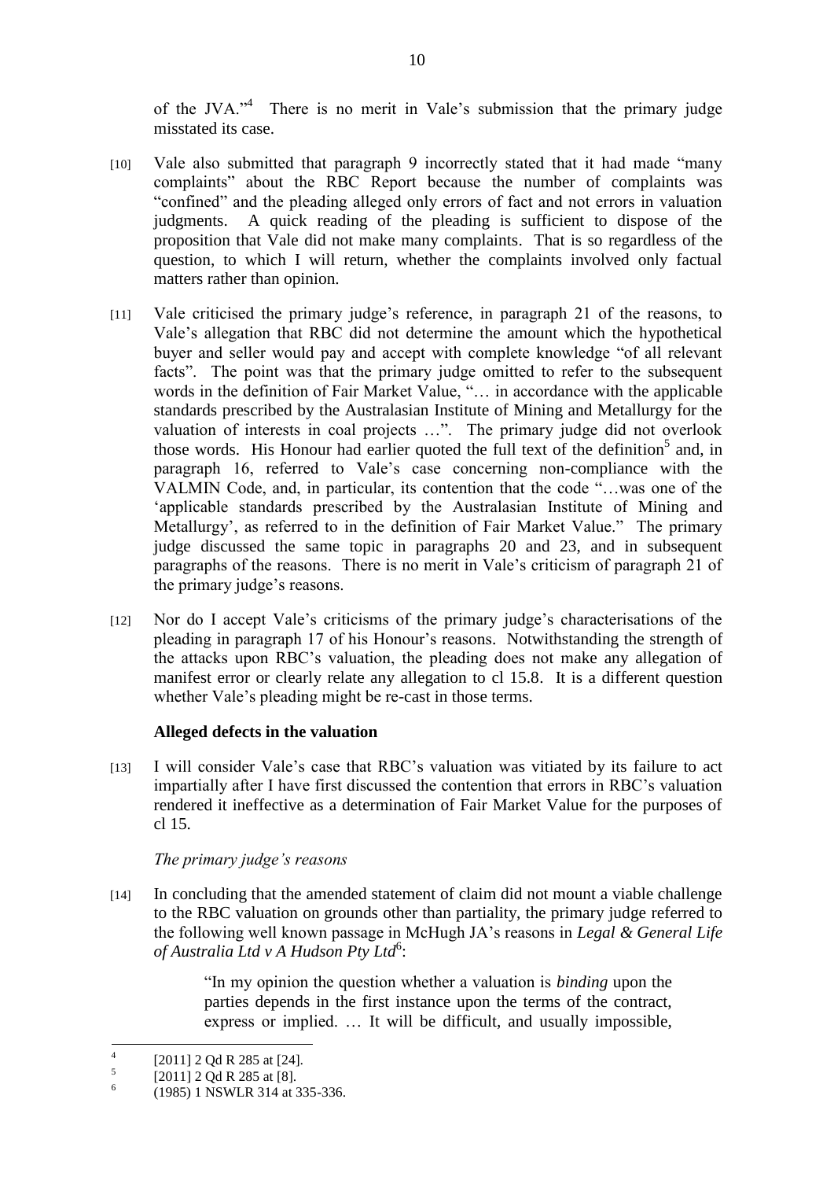of the JVA."[4] There is no merit in Vale's submission that the primary judge misstated its case.

[10] Vale also submitted that paragraph 9 incorrectly stated that it had made "many complaints" about the RBC Report because the number of complaints was "confined" and the pleading alleged only errors of fact and not errors in valuation judgments. A quick reading of the pleading is sufficient to dispose of the proposition that Vale did not make many complaints. That is so regardless of the question, to which I will return, whether the complaints involved only factual matters rather than opinion.

[11] Vale criticised the primary judge's reference, in paragraph 21 of the reasons, to Vale's allegation that RBC did not determine the amount which the hypothetical buyer and seller would pay and accept with complete knowledge "of all relevant facts". The point was that the primary judge omitted to refer to the subsequent words in the definition of Fair Market Value, "… in accordance with the applicable standards prescribed by the Australasian Institute of Mining and Metallurgy for the valuation of interests in coal projects …". The primary judge did not overlook those words. His Honour had earlier quoted the full text of the definition[5] and, in paragraph 16, referred to Vale's case concerning non-compliance with the VALMIN Code, and, in particular, its contention that the code "…was one of the 'applicable standards prescribed by the Australasian Institute of Mining and Metallurgy', as referred to in the definition of Fair Market Value." The primary judge discussed the same topic in paragraphs 20 and 23, and in subsequent paragraphs of the reasons. There is no merit in Vale's criticism of paragraph 21 of the primary judge's reasons.

[12] Nor do I accept Vale's criticisms of the primary judge's characterisations of the pleading in paragraph 17 of his Honour's reasons. Notwithstanding the strength of the attacks upon RBC's valuation, the pleading does not make any allegation of manifest error or clearly relate any allegation to cl 15.8. It is a different question whether Vale's pleading might be re-cast in those terms.

### Alleged defects in the valuation

[13] I will consider Vale's case that RBC's valuation was vitiated by its failure to act impartially after I have first discussed the contention that errors in RBC's valuation rendered it ineffective as a determination of Fair Market Value for the purposes of cl 15.

*The primary judge's reasons*

[14] In concluding that the amended statement of claim did not mount a viable challenge to the RBC valuation on grounds other than partiality, the primary judge referred to the following well known passage in McHugh JA's reasons in *Legal & General Life of Australia Ltd v A Hudson Pty Ltd*[6]:

> "In my opinion the question whether a valuation is *binding* upon the parties depends in the first instance upon the terms of the contract, express or implied. … It will be difficult, and usually impossible,

---

[4] [2011] 2 Qd R 285 at [24].

[5] [2011] 2 Qd R 285 at [8].

[6] (1985) 1 NSWLR 314 at 335-336.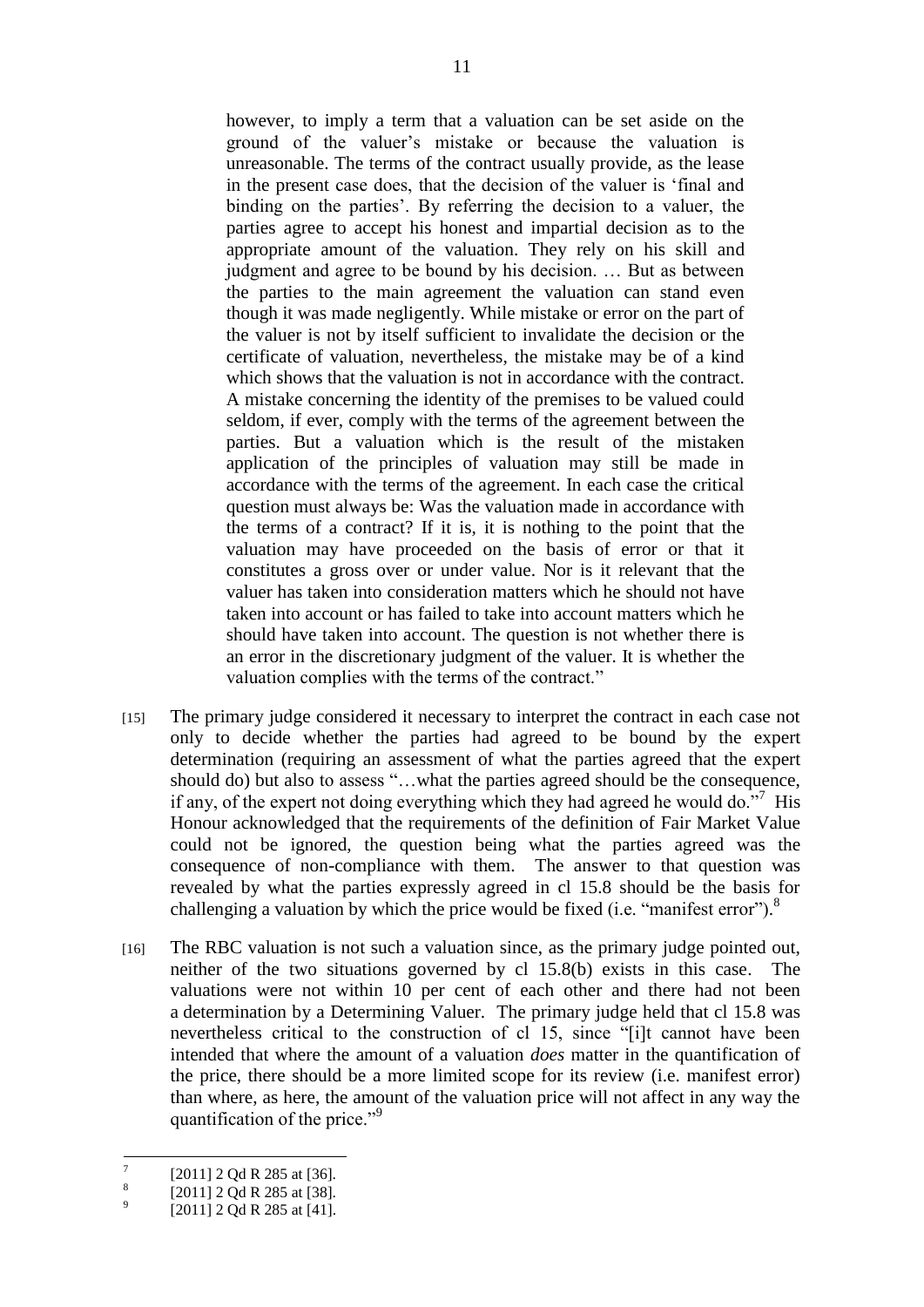> however, to imply a term that a valuation can be set aside on the ground of the valuer's mistake or because the valuation is unreasonable. The terms of the contract usually provide, as the lease in the present case does, that the decision of the valuer is 'final and binding on the parties'. By referring the decision to a valuer, the parties agree to accept his honest and impartial decision as to the appropriate amount of the valuation. They rely on his skill and judgment and agree to be bound by his decision. … But as between the parties to the main agreement the valuation can stand even though it was made negligently. While mistake or error on the part of the valuer is not by itself sufficient to invalidate the decision or the certificate of valuation, nevertheless, the mistake may be of a kind which shows that the valuation is not in accordance with the contract. A mistake concerning the identity of the premises to be valued could seldom, if ever, comply with the terms of the agreement between the parties. But a valuation which is the result of the mistaken application of the principles of valuation may still be made in accordance with the terms of the agreement. In each case the critical question must always be: Was the valuation made in accordance with the terms of a contract? If it is, it is nothing to the point that the valuation may have proceeded on the basis of error or that it constitutes a gross over or under value. Nor is it relevant that the valuer has taken into consideration matters which he should not have taken into account or has failed to take into account matters which he should have taken into account. The question is not whether there is an error in the discretionary judgment of the valuer. It is whether the valuation complies with the terms of the contract."

[15] The primary judge considered it necessary to interpret the contract in each case not only to decide whether the parties had agreed to be bound by the expert determination (requiring an assessment of what the parties agreed that the expert should do) but also to assess "…what the parties agreed should be the consequence, if any, of the expert not doing everything which they had agreed he would do."[7] His Honour acknowledged that the requirements of the definition of Fair Market Value could not be ignored, the question being what the parties agreed was the consequence of non-compliance with them. The answer to that question was revealed by what the parties expressly agreed in cl 15.8 should be the basis for challenging a valuation by which the price would be fixed (i.e. "manifest error").[8]

[16] The RBC valuation is not such a valuation since, as the primary judge pointed out, neither of the two situations governed by cl 15.8(b) exists in this case. The valuations were not within 10 per cent of each other and there had not been a determination by a Determining Valuer. The primary judge held that cl 15.8 was nevertheless critical to the construction of cl 15, since "[i]t cannot have been intended that where the amount of a valuation *does* matter in the quantification of the price, there should be a more limited scope for its review (i.e. manifest error) than where, as here, the amount of the valuation price will not affect in any way the quantification of the price."[9]

---

[7] [2011] 2 Qd R 285 at [36].

[8] [2011] 2 Qd R 285 at [38].

[9] [2011] 2 Qd R 285 at [41].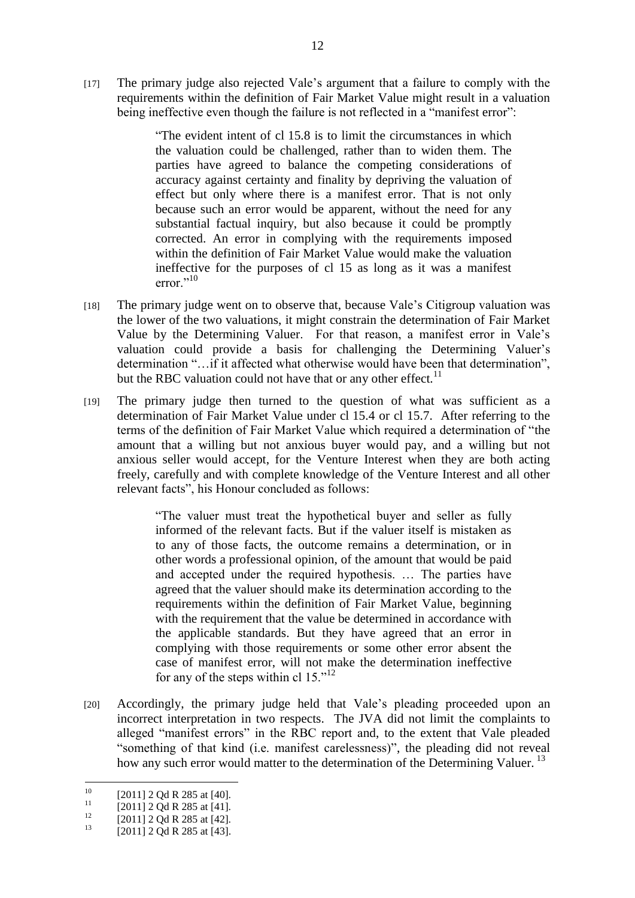[17] The primary judge also rejected Vale's argument that a failure to comply with the requirements within the definition of Fair Market Value might result in a valuation being ineffective even though the failure is not reflected in a "manifest error":

> "The evident intent of cl 15.8 is to limit the circumstances in which the valuation could be challenged, rather than to widen them. The parties have agreed to balance the competing considerations of accuracy against certainty and finality by depriving the valuation of effect but only where there is a manifest error. That is not only because such an error would be apparent, without the need for any substantial factual inquiry, but also because it could be promptly corrected. An error in complying with the requirements imposed within the definition of Fair Market Value would make the valuation ineffective for the purposes of cl 15 as long as it was a manifest error."[10]

[18] The primary judge went on to observe that, because Vale's Citigroup valuation was the lower of the two valuations, it might constrain the determination of Fair Market Value by the Determining Valuer. For that reason, a manifest error in Vale's valuation could provide a basis for challenging the Determining Valuer's determination "…if it affected what otherwise would have been that determination", but the RBC valuation could not have that or any other effect.[11]

[19] The primary judge then turned to the question of what was sufficient as a determination of Fair Market Value under cl 15.4 or cl 15.7. After referring to the terms of the definition of Fair Market Value which required a determination of "the amount that a willing but not anxious buyer would pay, and a willing but not anxious seller would accept, for the Venture Interest when they are both acting freely, carefully and with complete knowledge of the Venture Interest and all other relevant facts", his Honour concluded as follows:

> "The valuer must treat the hypothetical buyer and seller as fully informed of the relevant facts. But if the valuer itself is mistaken as to any of those facts, the outcome remains a determination, or in other words a professional opinion, of the amount that would be paid and accepted under the required hypothesis. … The parties have agreed that the valuer should make its determination according to the requirements within the definition of Fair Market Value, beginning with the requirement that the value be determined in accordance with the applicable standards. But they have agreed that an error in complying with those requirements or some other error absent the case of manifest error, will not make the determination ineffective for any of the steps within cl 15."[12]

[20] Accordingly, the primary judge held that Vale's pleading proceeded upon an incorrect interpretation in two respects. The JVA did not limit the complaints to alleged "manifest errors" in the RBC report and, to the extent that Vale pleaded "something of that kind (i.e. manifest carelessness)", the pleading did not reveal how any such error would matter to the determination of the Determining Valuer.[13]

---

[10] [2011] 2 Qd R 285 at [40].

[11] [2011] 2 Qd R 285 at [41].

[12] [2011] 2 Qd R 285 at [42].

[13] [2011] 2 Qd R 285 at [43].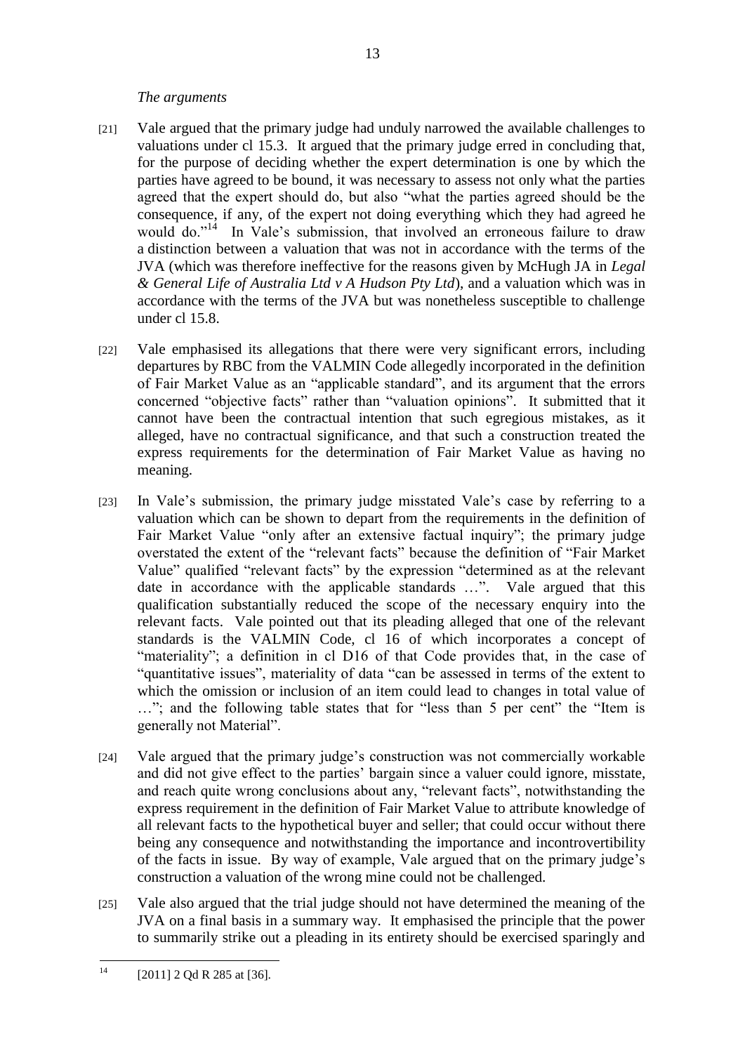*The arguments*

[21] Vale argued that the primary judge had unduly narrowed the available challenges to valuations under cl 15.3. It argued that the primary judge erred in concluding that, for the purpose of deciding whether the expert determination is one by which the parties have agreed to be bound, it was necessary to assess not only what the parties agreed that the expert should do, but also "what the parties agreed should be the consequence, if any, of the expert not doing everything which they had agreed he would do."[14] In Vale's submission, that involved an erroneous failure to draw a distinction between a valuation that was not in accordance with the terms of the JVA (which was therefore ineffective for the reasons given by McHugh JA in *Legal & General Life of Australia Ltd v A Hudson Pty Ltd*), and a valuation which was in accordance with the terms of the JVA but was nonetheless susceptible to challenge under cl 15.8.

[22] Vale emphasised its allegations that there were very significant errors, including departures by RBC from the VALMIN Code allegedly incorporated in the definition of Fair Market Value as an "applicable standard", and its argument that the errors concerned "objective facts" rather than "valuation opinions". It submitted that it cannot have been the contractual intention that such egregious mistakes, as it alleged, have no contractual significance, and that such a construction treated the express requirements for the determination of Fair Market Value as having no meaning.

[23] In Vale's submission, the primary judge misstated Vale's case by referring to a valuation which can be shown to depart from the requirements in the definition of Fair Market Value "only after an extensive factual inquiry"; the primary judge overstated the extent of the "relevant facts" because the definition of "Fair Market Value" qualified "relevant facts" by the expression "determined as at the relevant date in accordance with the applicable standards …". Vale argued that this qualification substantially reduced the scope of the necessary enquiry into the relevant facts. Vale pointed out that its pleading alleged that one of the relevant standards is the VALMIN Code, cl 16 of which incorporates a concept of "materiality"; a definition in cl D16 of that Code provides that, in the case of "quantitative issues", materiality of data "can be assessed in terms of the extent to which the omission or inclusion of an item could lead to changes in total value of …"; and the following table states that for "less than 5 per cent" the "Item is generally not Material".

[24] Vale argued that the primary judge's construction was not commercially workable and did not give effect to the parties' bargain since a valuer could ignore, misstate, and reach quite wrong conclusions about any, "relevant facts", notwithstanding the express requirement in the definition of Fair Market Value to attribute knowledge of all relevant facts to the hypothetical buyer and seller; that could occur without there being any consequence and notwithstanding the importance and incontrovertibility of the facts in issue. By way of example, Vale argued that on the primary judge's construction a valuation of the wrong mine could not be challenged.

[25] Vale also argued that the trial judge should not have determined the meaning of the JVA on a final basis in a summary way. It emphasised the principle that the power to summarily strike out a pleading in its entirety should be exercised sparingly and

---

[14] [2011] 2 Qd R 285 at [36].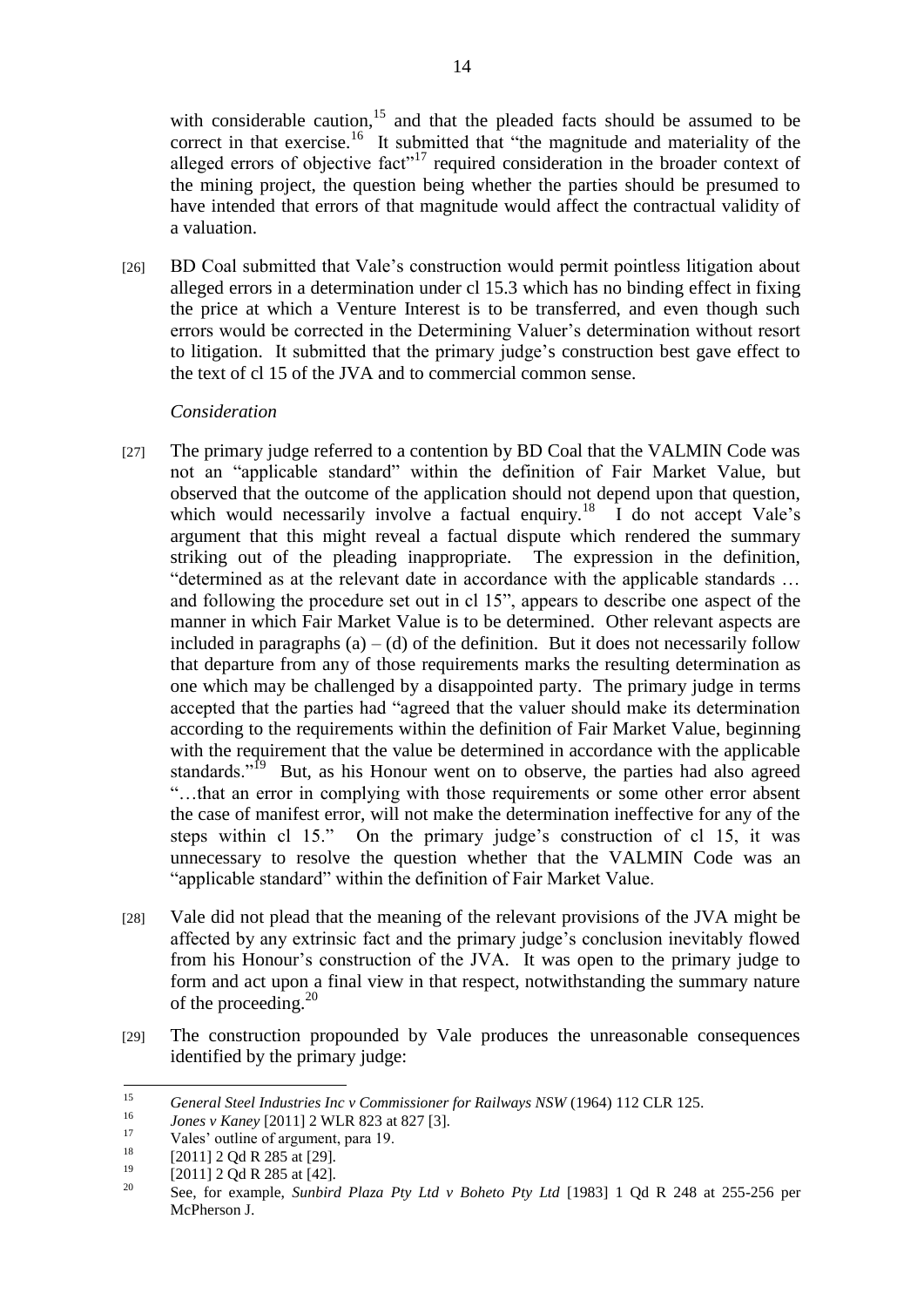with considerable caution,[15] and that the pleaded facts should be assumed to be correct in that exercise.[16] It submitted that "the magnitude and materiality of the alleged errors of objective fact"[17] required consideration in the broader context of the mining project, the question being whether the parties should be presumed to have intended that errors of that magnitude would affect the contractual validity of a valuation.

[26] BD Coal submitted that Vale's construction would permit pointless litigation about alleged errors in a determination under cl 15.3 which has no binding effect in fixing the price at which a Venture Interest is to be transferred, and even though such errors would be corrected in the Determining Valuer's determination without resort to litigation. It submitted that the primary judge's construction best gave effect to the text of cl 15 of the JVA and to commercial common sense.

*Consideration*

[27] The primary judge referred to a contention by BD Coal that the VALMIN Code was not an "applicable standard" within the definition of Fair Market Value, but observed that the outcome of the application should not depend upon that question, which would necessarily involve a factual enquiry.[18] I do not accept Vale's argument that this might reveal a factual dispute which rendered the summary striking out of the pleading inappropriate. The expression in the definition, "determined as at the relevant date in accordance with the applicable standards … and following the procedure set out in cl 15", appears to describe one aspect of the manner in which Fair Market Value is to be determined. Other relevant aspects are included in paragraphs (a) – (d) of the definition. But it does not necessarily follow that departure from any of those requirements marks the resulting determination as one which may be challenged by a disappointed party. The primary judge in terms accepted that the parties had "agreed that the valuer should make its determination according to the requirements within the definition of Fair Market Value, beginning with the requirement that the value be determined in accordance with the applicable standards."[19] But, as his Honour went on to observe, the parties had also agreed "…that an error in complying with those requirements or some other error absent the case of manifest error, will not make the determination ineffective for any of the steps within cl 15." On the primary judge's construction of cl 15, it was unnecessary to resolve the question whether that the VALMIN Code was an "applicable standard" within the definition of Fair Market Value.

[28] Vale did not plead that the meaning of the relevant provisions of the JVA might be affected by any extrinsic fact and the primary judge's conclusion inevitably flowed from his Honour's construction of the JVA. It was open to the primary judge to form and act upon a final view in that respect, notwithstanding the summary nature of the proceeding.[20]

[29] The construction propounded by Vale produces the unreasonable consequences identified by the primary judge:

---

[15] *General Steel Industries Inc v Commissioner for Railways NSW* (1964) 112 CLR 125.

[16] *Jones v Kaney* [2011] 2 WLR 823 at 827 [3].

[17] Vales' outline of argument, para 19.

[18] [2011] 2 Qd R 285 at [29].

[19] [2011] 2 Qd R 285 at [42].

[20] See, for example, *Sunbird Plaza Pty Ltd v Boheto Pty Ltd* [1983] 1 Qd R 248 at 255-256 per McPherson J.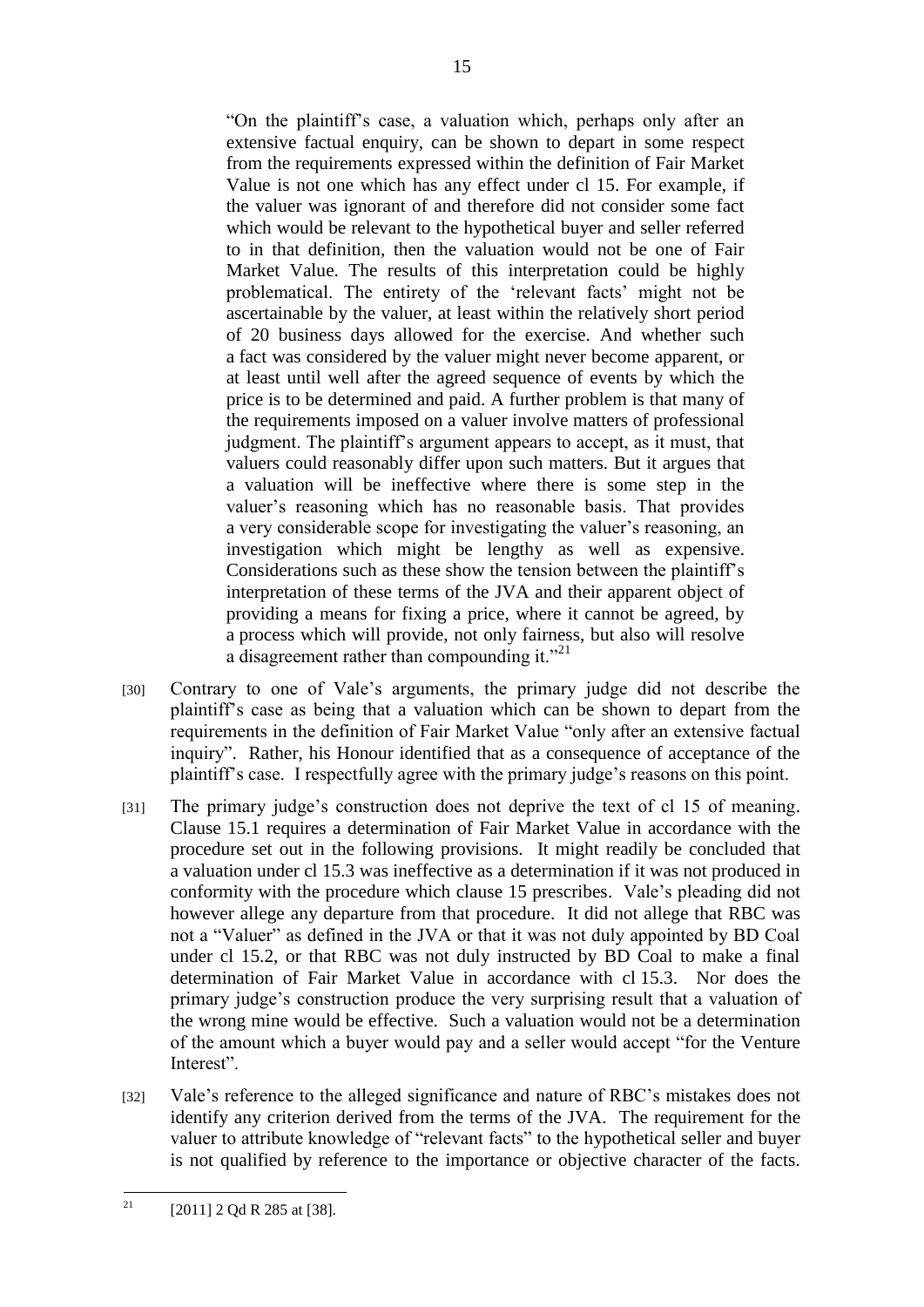> "On the plaintiff's case, a valuation which, perhaps only after an extensive factual enquiry, can be shown to depart in some respect from the requirements expressed within the definition of Fair Market Value is not one which has any effect under cl 15. For example, if the valuer was ignorant of and therefore did not consider some fact which would be relevant to the hypothetical buyer and seller referred to in that definition, then the valuation would not be one of Fair Market Value. The results of this interpretation could be highly problematical. The entirety of the 'relevant facts' might not be ascertainable by the valuer, at least within the relatively short period of 20 business days allowed for the exercise. And whether such a fact was considered by the valuer might never become apparent, or at least until well after the agreed sequence of events by which the price is to be determined and paid. A further problem is that many of the requirements imposed on a valuer involve matters of professional judgment. The plaintiff's argument appears to accept, as it must, that valuers could reasonably differ upon such matters. But it argues that a valuation will be ineffective where there is some step in the valuer's reasoning which has no reasonable basis. That provides a very considerable scope for investigating the valuer's reasoning, an investigation which might be lengthy as well as expensive. Considerations such as these show the tension between the plaintiff's interpretation of these terms of the JVA and their apparent object of providing a means for fixing a price, where it cannot be agreed, by a process which will provide, not only fairness, but also will resolve a disagreement rather than compounding it."[21]

[30] Contrary to one of Vale's arguments, the primary judge did not describe the plaintiff's case as being that a valuation which can be shown to depart from the requirements in the definition of Fair Market Value "only after an extensive factual inquiry". Rather, his Honour identified that as a consequence of acceptance of the plaintiff's case. I respectfully agree with the primary judge's reasons on this point.

[31] The primary judge's construction does not deprive the text of cl 15 of meaning. Clause 15.1 requires a determination of Fair Market Value in accordance with the procedure set out in the following provisions. It might readily be concluded that a valuation under cl 15.3 was ineffective as a determination if it was not produced in conformity with the procedure which clause 15 prescribes. Vale's pleading did not however allege any departure from that procedure. It did not allege that RBC was not a "Valuer" as defined in the JVA or that it was not duly appointed by BD Coal under cl 15.2, or that RBC was not duly instructed by BD Coal to make a final determination of Fair Market Value in accordance with cl 15.3. Nor does the primary judge's construction produce the very surprising result that a valuation of the wrong mine would be effective. Such a valuation would not be a determination of the amount which a buyer would pay and a seller would accept "for the Venture Interest".

[32] Vale's reference to the alleged significance and nature of RBC's mistakes does not identify any criterion derived from the terms of the JVA. The requirement for the valuer to attribute knowledge of "relevant facts" to the hypothetical seller and buyer is not qualified by reference to the importance or objective character of the facts.

---

[21] [2011] 2 Qd R 285 at [38].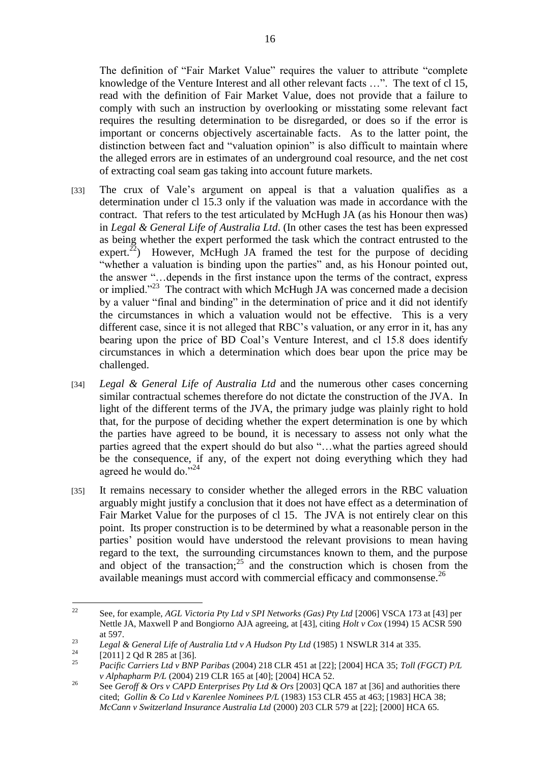The definition of "Fair Market Value" requires the valuer to attribute "complete knowledge of the Venture Interest and all other relevant facts …". The text of cl 15, read with the definition of Fair Market Value, does not provide that a failure to comply with such an instruction by overlooking or misstating some relevant fact requires the resulting determination to be disregarded, or does so if the error is important or concerns objectively ascertainable facts. As to the latter point, the distinction between fact and "valuation opinion" is also difficult to maintain where the alleged errors are in estimates of an underground coal resource, and the net cost of extracting coal seam gas taking into account future markets.

[33] The crux of Vale's argument on appeal is that a valuation qualifies as a determination under cl 15.3 only if the valuation was made in accordance with the contract. That refers to the test articulated by McHugh JA (as his Honour then was) in *Legal & General Life of Australia Ltd*. (In other cases the test has been expressed as being whether the expert performed the task which the contract entrusted to the expert.[22]) However, McHugh JA framed the test for the purpose of deciding "whether a valuation is binding upon the parties" and, as his Honour pointed out, the answer "…depends in the first instance upon the terms of the contract, express or implied."[23] The contract with which McHugh JA was concerned made a decision by a valuer "final and binding" in the determination of price and it did not identify the circumstances in which a valuation would not be effective. This is a very different case, since it is not alleged that RBC's valuation, or any error in it, has any bearing upon the price of BD Coal's Venture Interest, and cl 15.8 does identify circumstances in which a determination which does bear upon the price may be challenged.

[34] *Legal & General Life of Australia Ltd* and the numerous other cases concerning similar contractual schemes therefore do not dictate the construction of the JVA. In light of the different terms of the JVA, the primary judge was plainly right to hold that, for the purpose of deciding whether the expert determination is one by which the parties have agreed to be bound, it is necessary to assess not only what the parties agreed that the expert should do but also "…what the parties agreed should be the consequence, if any, of the expert not doing everything which they had agreed he would do."[24]

[35] It remains necessary to consider whether the alleged errors in the RBC valuation arguably might justify a conclusion that it does not have effect as a determination of Fair Market Value for the purposes of cl 15. The JVA is not entirely clear on this point. Its proper construction is to be determined by what a reasonable person in the parties' position would have understood the relevant provisions to mean having regard to the text, the surrounding circumstances known to them, and the purpose and object of the transaction;[25] and the construction which is chosen from the available meanings must accord with commercial efficacy and commonsense.[26]

---

[22] See, for example, *AGL Victoria Pty Ltd v SPI Networks (Gas) Pty Ltd* [2006] VSCA 173 at [43] per Nettle JA, Maxwell P and Bongiorno AJA agreeing, at [43], citing *Holt v Cox* (1994) 15 ACSR 590 at 597.

[23] *Legal & General Life of Australia Ltd v A Hudson Pty Ltd* (1985) 1 NSWLR 314 at 335.

[24] [2011] 2 Qd R 285 at [36].

[25] *Pacific Carriers Ltd v BNP Paribas* (2004) 218 CLR 451 at [22]; [2004] HCA 35; *Toll (FGCT) P/L v Alphapharm P/L* (2004) 219 CLR 165 at [40]; [2004] HCA 52.

[26] See *Geroff & Ors v CAPD Enterprises Pty Ltd & Ors* [2003] QCA 187 at [36] and authorities there cited; *Gollin & Co Ltd v Karenlee Nominees P/L* (1983) 153 CLR 455 at 463; [1983] HCA 38; *McCann v Switzerland Insurance Australia Ltd* (2000) 203 CLR 579 at [22]; [2000] HCA 65.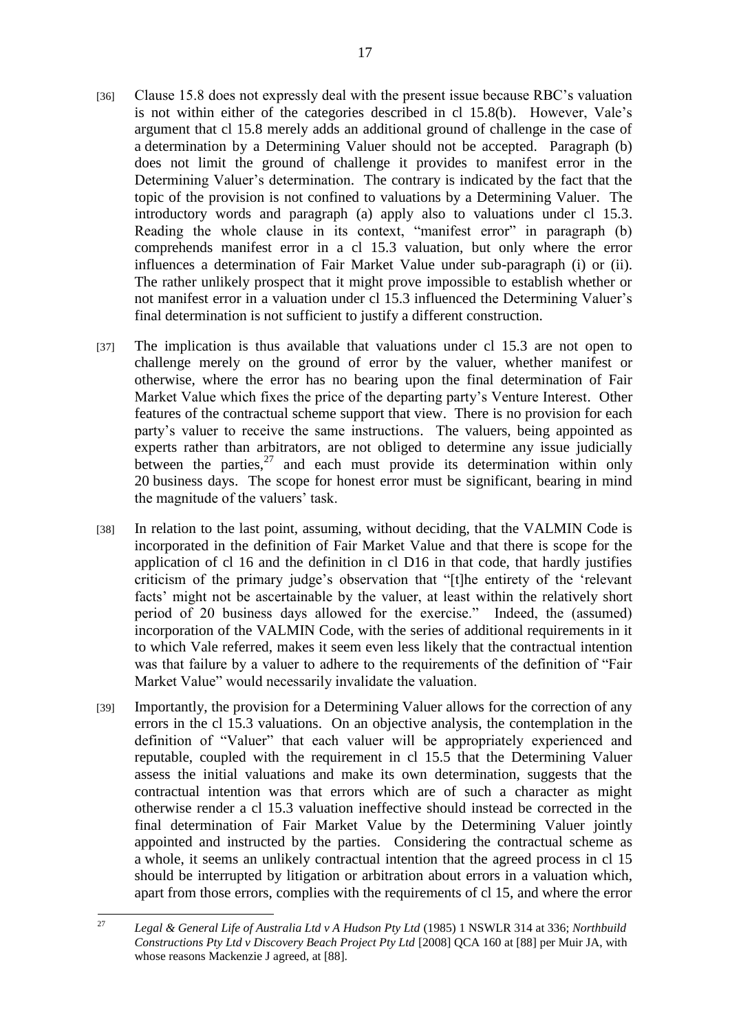[36] Clause 15.8 does not expressly deal with the present issue because RBC's valuation is not within either of the categories described in cl 15.8(b). However, Vale's argument that cl 15.8 merely adds an additional ground of challenge in the case of a determination by a Determining Valuer should not be accepted. Paragraph (b) does not limit the ground of challenge it provides to manifest error in the Determining Valuer's determination. The contrary is indicated by the fact that the topic of the provision is not confined to valuations by a Determining Valuer. The introductory words and paragraph (a) apply also to valuations under cl 15.3. Reading the whole clause in its context, "manifest error" in paragraph (b) comprehends manifest error in a cl 15.3 valuation, but only where the error influences a determination of Fair Market Value under sub-paragraph (i) or (ii). The rather unlikely prospect that it might prove impossible to establish whether or not manifest error in a valuation under cl 15.3 influenced the Determining Valuer's final determination is not sufficient to justify a different construction.

[37] The implication is thus available that valuations under cl 15.3 are not open to challenge merely on the ground of error by the valuer, whether manifest or otherwise, where the error has no bearing upon the final determination of Fair Market Value which fixes the price of the departing party's Venture Interest. Other features of the contractual scheme support that view. There is no provision for each party's valuer to receive the same instructions. The valuers, being appointed as experts rather than arbitrators, are not obliged to determine any issue judicially between the parties,[27] and each must provide its determination within only 20 business days. The scope for honest error must be significant, bearing in mind the magnitude of the valuers' task.

[38] In relation to the last point, assuming, without deciding, that the VALMIN Code is incorporated in the definition of Fair Market Value and that there is scope for the application of cl 16 and the definition in cl D16 in that code, that hardly justifies criticism of the primary judge's observation that "[t]he entirety of the 'relevant facts' might not be ascertainable by the valuer, at least within the relatively short period of 20 business days allowed for the exercise." Indeed, the (assumed) incorporation of the VALMIN Code, with the series of additional requirements in it to which Vale referred, makes it seem even less likely that the contractual intention was that failure by a valuer to adhere to the requirements of the definition of "Fair Market Value" would necessarily invalidate the valuation.

[39] Importantly, the provision for a Determining Valuer allows for the correction of any errors in the cl 15.3 valuations. On an objective analysis, the contemplation in the definition of "Valuer" that each valuer will be appropriately experienced and reputable, coupled with the requirement in cl 15.5 that the Determining Valuer assess the initial valuations and make its own determination, suggests that the contractual intention was that errors which are of such a character as might otherwise render a cl 15.3 valuation ineffective should instead be corrected in the final determination of Fair Market Value by the Determining Valuer jointly appointed and instructed by the parties. Considering the contractual scheme as a whole, it seems an unlikely contractual intention that the agreed process in cl 15 should be interrupted by litigation or arbitration about errors in a valuation which, apart from those errors, complies with the requirements of cl 15, and where the error

---

[27] *Legal & General Life of Australia Ltd v A Hudson Pty Ltd* (1985) 1 NSWLR 314 at 336; *Northbuild Constructions Pty Ltd v Discovery Beach Project Pty Ltd* [2008] QCA 160 at [88] per Muir JA, with whose reasons Mackenzie J agreed, at [88].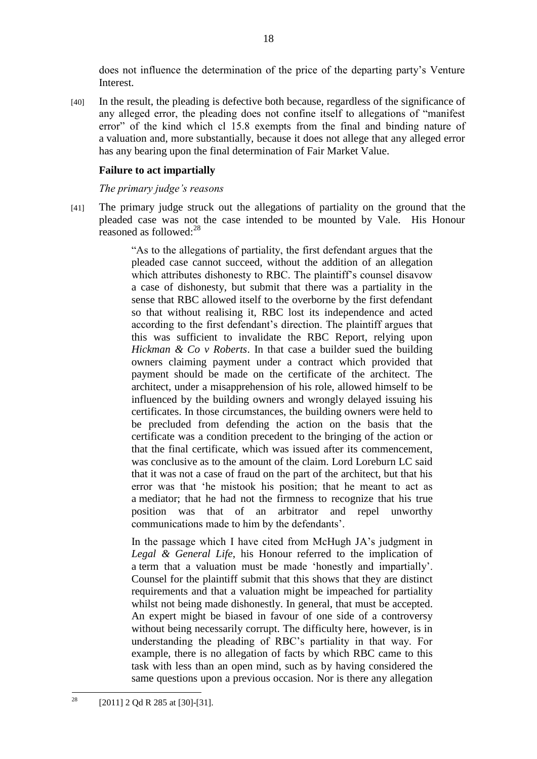does not influence the determination of the price of the departing party's Venture Interest.

[40] In the result, the pleading is defective both because, regardless of the significance of any alleged error, the pleading does not confine itself to allegations of "manifest error" of the kind which cl 15.8 exempts from the final and binding nature of a valuation and, more substantially, because it does not allege that any alleged error has any bearing upon the final determination of Fair Market Value.

### Failure to act impartially

#### *The primary judge's reasons*

[41] The primary judge struck out the allegations of partiality on the ground that the pleaded case was not the case intended to be mounted by Vale. His Honour reasoned as followed:[28]

> "As to the allegations of partiality, the first defendant argues that the pleaded case cannot succeed, without the addition of an allegation which attributes dishonesty to RBC. The plaintiff's counsel disavow a case of dishonesty, but submit that there was a partiality in the sense that RBC allowed itself to the overborne by the first defendant so that without realising it, RBC lost its independence and acted according to the first defendant's direction. The plaintiff argues that this was sufficient to invalidate the RBC Report, relying upon *Hickman & Co v Roberts*. In that case a builder sued the building owners claiming payment under a contract which provided that payment should be made on the certificate of the architect. The architect, under a misapprehension of his role, allowed himself to be influenced by the building owners and wrongly delayed issuing his certificates. In those circumstances, the building owners were held to be precluded from defending the action on the basis that the certificate was a condition precedent to the bringing of the action or that the final certificate, which was issued after its commencement, was conclusive as to the amount of the claim. Lord Loreburn LC said that it was not a case of fraud on the part of the architect, but that his error was that 'he mistook his position; that he meant to act as a mediator; that he had not the firmness to recognize that his true position was that of an arbitrator and repel unworthy communications made to him by the defendants'.
>
> In the passage which I have cited from McHugh JA's judgment in *Legal & General Life*, his Honour referred to the implication of a term that a valuation must be made 'honestly and impartially'. Counsel for the plaintiff submit that this shows that they are distinct requirements and that a valuation might be impeached for partiality whilst not being made dishonestly. In general, that must be accepted. An expert might be biased in favour of one side of a controversy without being necessarily corrupt. The difficulty here, however, is in understanding the pleading of RBC's partiality in that way. For example, there is no allegation of facts by which RBC came to this task with less than an open mind, such as by having considered the same questions upon a previous occasion. Nor is there any allegation

[28] [2011] 2 Qd R 285 at [30]-[31].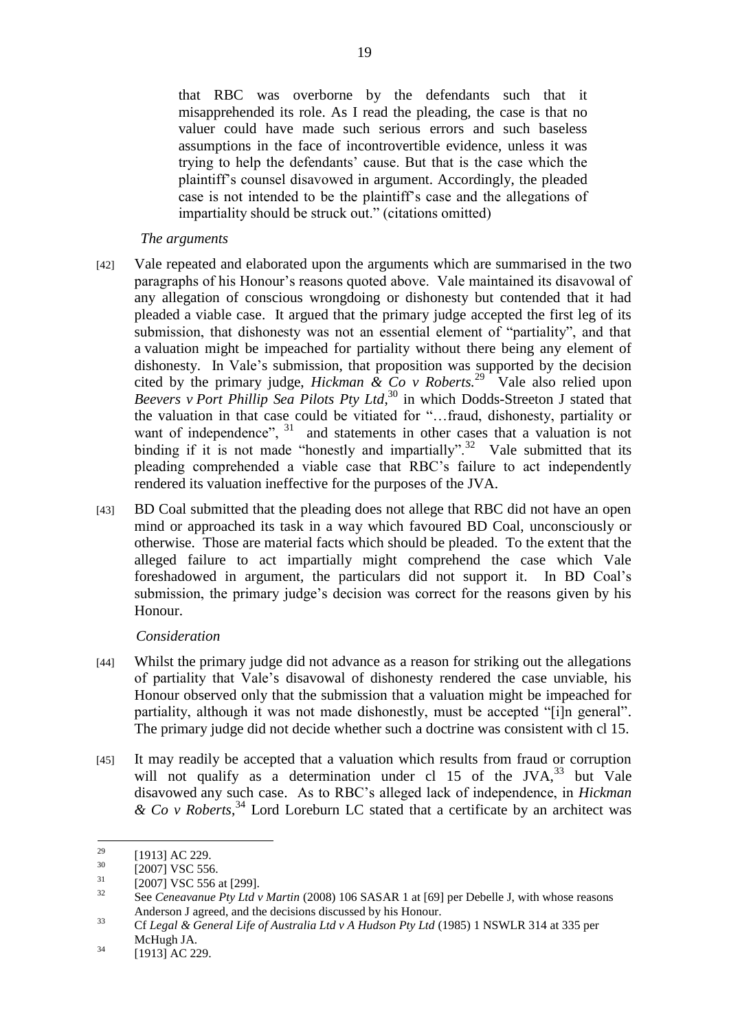that RBC was overborne by the defendants such that it misapprehended its role. As I read the pleading, the case is that no valuer could have made such serious errors and such baseless assumptions in the face of incontrovertible evidence, unless it was trying to help the defendants' cause. But that is the case which the plaintiff's counsel disavowed in argument. Accordingly, the pleaded case is not intended to be the plaintiff's case and the allegations of impartiality should be struck out." (citations omitted)

*The arguments*

[42] Vale repeated and elaborated upon the arguments which are summarised in the two paragraphs of his Honour's reasons quoted above. Vale maintained its disavowal of any allegation of conscious wrongdoing or dishonesty but contended that it had pleaded a viable case. It argued that the primary judge accepted the first leg of its submission, that dishonesty was not an essential element of "partiality", and that a valuation might be impeached for partiality without there being any element of dishonesty. In Vale's submission, that proposition was supported by the decision cited by the primary judge, *Hickman & Co v Roberts.*[29] Vale also relied upon *Beevers v Port Phillip Sea Pilots Pty Ltd*,[30] in which Dodds-Streeton J stated that the valuation in that case could be vitiated for "…fraud, dishonesty, partiality or want of independence",[31] and statements in other cases that a valuation is not binding if it is not made "honestly and impartially".[32] Vale submitted that its pleading comprehended a viable case that RBC's failure to act independently rendered its valuation ineffective for the purposes of the JVA.

[43] BD Coal submitted that the pleading does not allege that RBC did not have an open mind or approached its task in a way which favoured BD Coal, unconsciously or otherwise. Those are material facts which should be pleaded. To the extent that the alleged failure to act impartially might comprehend the case which Vale foreshadowed in argument, the particulars did not support it. In BD Coal's submission, the primary judge's decision was correct for the reasons given by his Honour.

*Consideration*

[44] Whilst the primary judge did not advance as a reason for striking out the allegations of partiality that Vale's disavowal of dishonesty rendered the case unviable, his Honour observed only that the submission that a valuation might be impeached for partiality, although it was not made dishonestly, must be accepted "[i]n general". The primary judge did not decide whether such a doctrine was consistent with cl 15.

[45] It may readily be accepted that a valuation which results from fraud or corruption will not qualify as a determination under cl 15 of the JVA,[33] but Vale disavowed any such case. As to RBC's alleged lack of independence, in *Hickman & Co v Roberts*,[34] Lord Loreburn LC stated that a certificate by an architect was

---

[29] [1913] AC 229.

[30] [2007] VSC 556.

[31] [2007] VSC 556 at [299].

[32] See *Ceneavanue Pty Ltd v Martin* (2008) 106 SASAR 1 at [69] per Debelle J, with whose reasons Anderson J agreed, and the decisions discussed by his Honour.

[33] Cf *Legal & General Life of Australia Ltd v A Hudson Pty Ltd* (1985) 1 NSWLR 314 at 335 per McHugh JA.

[34] [1913] AC 229.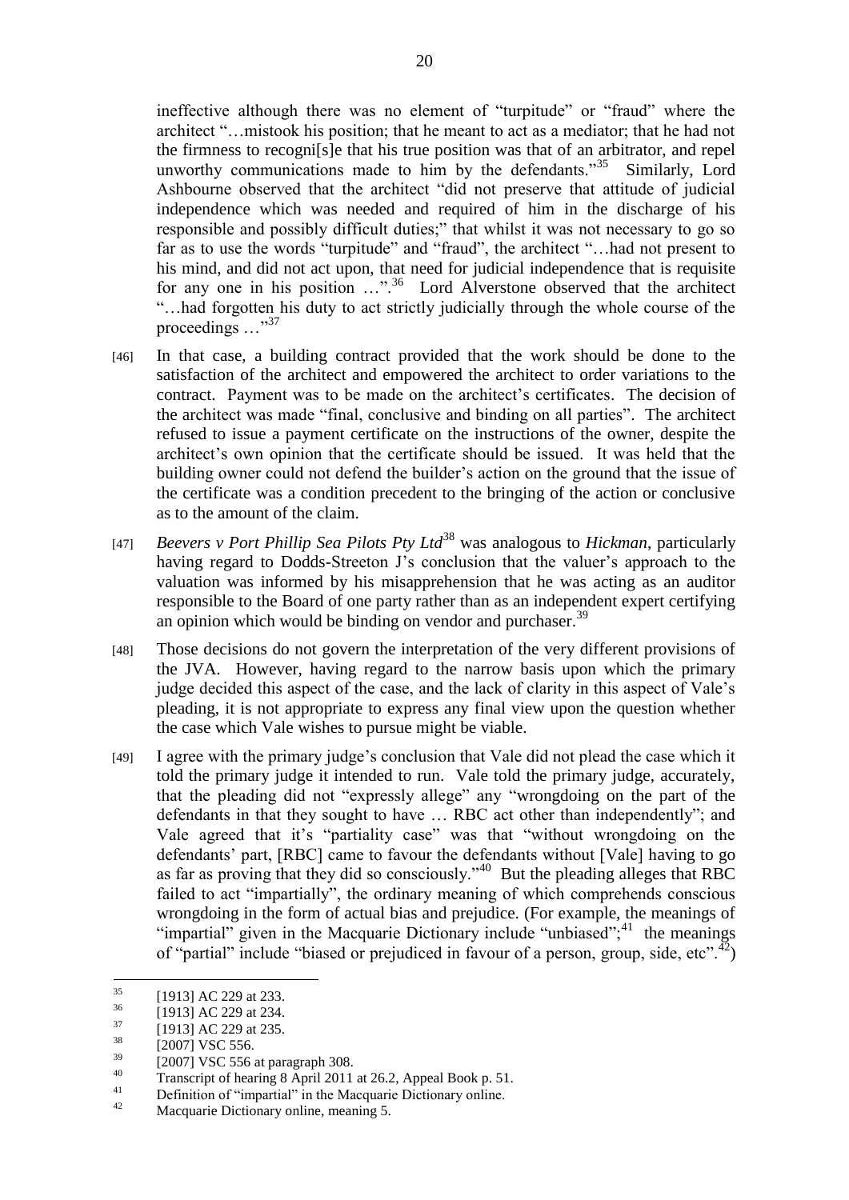ineffective although there was no element of "turpitude" or "fraud" where the architect "…mistook his position; that he meant to act as a mediator; that he had not the firmness to recogni[s]e that his true position was that of an arbitrator, and repel unworthy communications made to him by the defendants."[35] Similarly, Lord Ashbourne observed that the architect "did not preserve that attitude of judicial independence which was needed and required of him in the discharge of his responsible and possibly difficult duties;" that whilst it was not necessary to go so far as to use the words "turpitude" and "fraud", the architect "…had not present to his mind, and did not act upon, that need for judicial independence that is requisite for any one in his position …".[36] Lord Alverstone observed that the architect "…had forgotten his duty to act strictly judicially through the whole course of the proceedings …"[37]

[46] In that case, a building contract provided that the work should be done to the satisfaction of the architect and empowered the architect to order variations to the contract. Payment was to be made on the architect's certificates. The decision of the architect was made "final, conclusive and binding on all parties". The architect refused to issue a payment certificate on the instructions of the owner, despite the architect's own opinion that the certificate should be issued. It was held that the building owner could not defend the builder's action on the ground that the issue of the certificate was a condition precedent to the bringing of the action or conclusive as to the amount of the claim.

[47] *Beevers v Port Phillip Sea Pilots Pty Ltd*[38] was analogous to *Hickman*, particularly having regard to Dodds-Streeton J's conclusion that the valuer's approach to the valuation was informed by his misapprehension that he was acting as an auditor responsible to the Board of one party rather than as an independent expert certifying an opinion which would be binding on vendor and purchaser.[39]

[48] Those decisions do not govern the interpretation of the very different provisions of the JVA. However, having regard to the narrow basis upon which the primary judge decided this aspect of the case, and the lack of clarity in this aspect of Vale's pleading, it is not appropriate to express any final view upon the question whether the case which Vale wishes to pursue might be viable.

[49] I agree with the primary judge's conclusion that Vale did not plead the case which it told the primary judge it intended to run. Vale told the primary judge, accurately, that the pleading did not "expressly allege" any "wrongdoing on the part of the defendants in that they sought to have … RBC act other than independently"; and Vale agreed that it's "partiality case" was that "without wrongdoing on the defendants' part, [RBC] came to favour the defendants without [Vale] having to go as far as proving that they did so consciously."[40] But the pleading alleges that RBC failed to act "impartially", the ordinary meaning of which comprehends conscious wrongdoing in the form of actual bias and prejudice. (For example, the meanings of "impartial" given in the Macquarie Dictionary include "unbiased";[41] the meanings of "partial" include "biased or prejudiced in favour of a person, group, side, etc".[42])

---

[35] [1913] AC 229 at 233.

[36] [1913] AC 229 at 234.

[37] [1913] AC 229 at 235.

[38] [2007] VSC 556.

[39] [2007] VSC 556 at paragraph 308.

[40] Transcript of hearing 8 April 2011 at 26.2, Appeal Book p. 51.

[41] Definition of "impartial" in the Macquarie Dictionary online.

[42] Macquarie Dictionary online, meaning 5.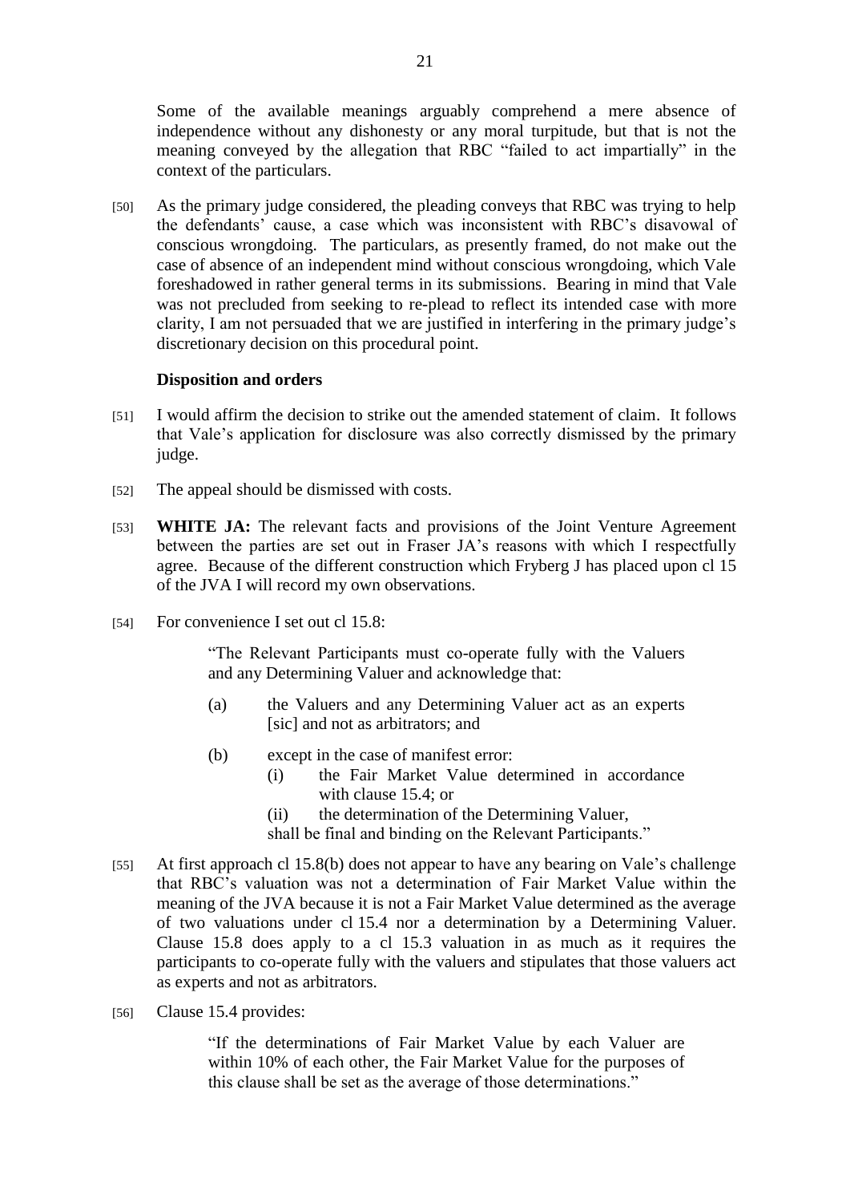Some of the available meanings arguably comprehend a mere absence of independence without any dishonesty or any moral turpitude, but that is not the meaning conveyed by the allegation that RBC "failed to act impartially" in the context of the particulars.

[50] As the primary judge considered, the pleading conveys that RBC was trying to help the defendants' cause, a case which was inconsistent with RBC's disavowal of conscious wrongdoing. The particulars, as presently framed, do not make out the case of absence of an independent mind without conscious wrongdoing, which Vale foreshadowed in rather general terms in its submissions. Bearing in mind that Vale was not precluded from seeking to re-plead to reflect its intended case with more clarity, I am not persuaded that we are justified in interfering in the primary judge's discretionary decision on this procedural point.

### Disposition and orders

[51] I would affirm the decision to strike out the amended statement of claim. It follows that Vale's application for disclosure was also correctly dismissed by the primary judge.

[52] The appeal should be dismissed with costs.

[53] **WHITE JA:** The relevant facts and provisions of the Joint Venture Agreement between the parties are set out in Fraser JA's reasons with which I respectfully agree. Because of the different construction which Fryberg J has placed upon cl 15 of the JVA I will record my own observations.

[54] For convenience I set out cl 15.8:

> "The Relevant Participants must co-operate fully with the Valuers and any Determining Valuer and acknowledge that:
>
> (a) the Valuers and any Determining Valuer act as an experts [sic] and not as arbitrators; and
>
> (b) except in the case of manifest error:
>
> (i) the Fair Market Value determined in accordance with clause 15.4; or
>
> (ii) the determination of the Determining Valuer,
>
> shall be final and binding on the Relevant Participants."

[55] At first approach cl 15.8(b) does not appear to have any bearing on Vale's challenge that RBC's valuation was not a determination of Fair Market Value within the meaning of the JVA because it is not a Fair Market Value determined as the average of two valuations under cl 15.4 nor a determination by a Determining Valuer. Clause 15.8 does apply to a cl 15.3 valuation in as much as it requires the participants to co-operate fully with the valuers and stipulates that those valuers act as experts and not as arbitrators.

[56] Clause 15.4 provides:

> "If the determinations of Fair Market Value by each Valuer are within 10% of each other, the Fair Market Value for the purposes of this clause shall be set as the average of those determinations."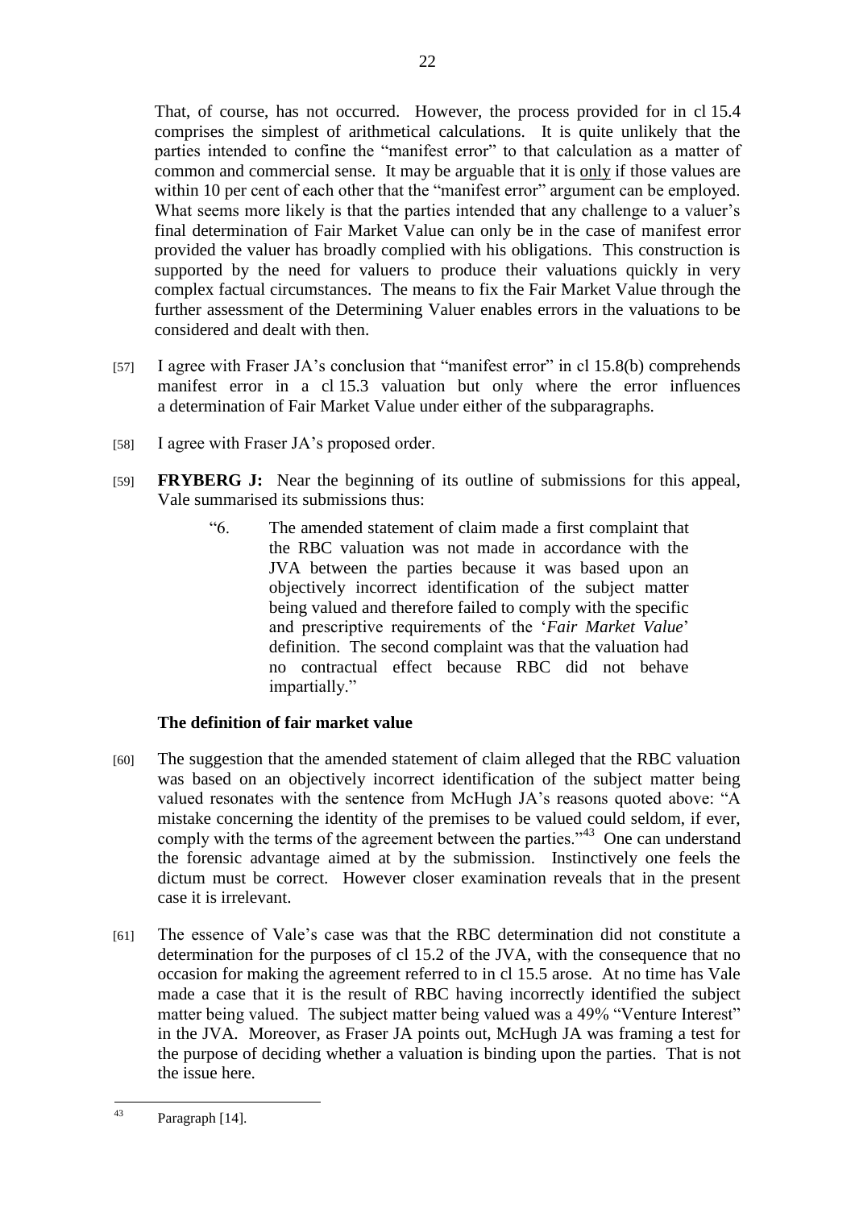That, of course, has not occurred. However, the process provided for in cl 15.4 comprises the simplest of arithmetical calculations. It is quite unlikely that the parties intended to confine the "manifest error" to that calculation as a matter of common and commercial sense. It may be arguable that it is only if those values are within 10 per cent of each other that the "manifest error" argument can be employed. What seems more likely is that the parties intended that any challenge to a valuer's final determination of Fair Market Value can only be in the case of manifest error provided the valuer has broadly complied with his obligations. This construction is supported by the need for valuers to produce their valuations quickly in very complex factual circumstances. The means to fix the Fair Market Value through the further assessment of the Determining Valuer enables errors in the valuations to be considered and dealt with then.

[57] I agree with Fraser JA's conclusion that "manifest error" in cl 15.8(b) comprehends manifest error in a cl 15.3 valuation but only where the error influences a determination of Fair Market Value under either of the subparagraphs.

[58] I agree with Fraser JA's proposed order.

[59] **FRYBERG J:** Near the beginning of its outline of submissions for this appeal, Vale summarised its submissions thus:

> "6. The amended statement of claim made a first complaint that the RBC valuation was not made in accordance with the JVA between the parties because it was based upon an objectively incorrect identification of the subject matter being valued and therefore failed to comply with the specific and prescriptive requirements of the '*Fair Market Value*' definition. The second complaint was that the valuation had no contractual effect because RBC did not behave impartially."

### The definition of fair market value

[60] The suggestion that the amended statement of claim alleged that the RBC valuation was based on an objectively incorrect identification of the subject matter being valued resonates with the sentence from McHugh JA's reasons quoted above: "A mistake concerning the identity of the premises to be valued could seldom, if ever, comply with the terms of the agreement between the parties."[43] One can understand the forensic advantage aimed at by the submission. Instinctively one feels the dictum must be correct. However closer examination reveals that in the present case it is irrelevant.

[61] The essence of Vale's case was that the RBC determination did not constitute a determination for the purposes of cl 15.2 of the JVA, with the consequence that no occasion for making the agreement referred to in cl 15.5 arose. At no time has Vale made a case that it is the result of RBC having incorrectly identified the subject matter being valued. The subject matter being valued was a 49% "Venture Interest" in the JVA. Moreover, as Fraser JA points out, McHugh JA was framing a test for the purpose of deciding whether a valuation is binding upon the parties. That is not the issue here.

[43] Paragraph [14].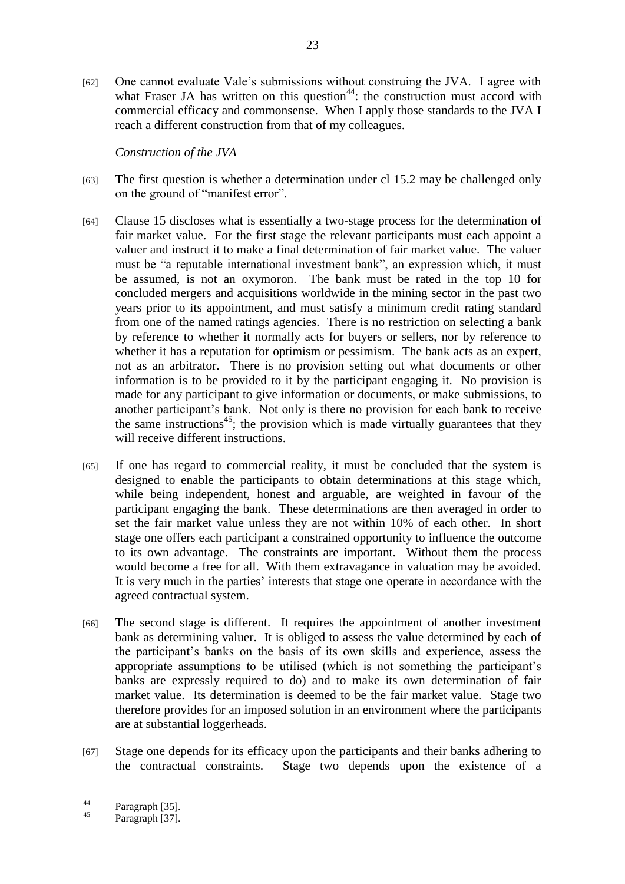[62] One cannot evaluate Vale's submissions without construing the JVA. I agree with what Fraser JA has written on this question[44]: the construction must accord with commercial efficacy and commonsense. When I apply those standards to the JVA I reach a different construction from that of my colleagues.

*Construction of the JVA*

[63] The first question is whether a determination under cl 15.2 may be challenged only on the ground of "manifest error".

[64] Clause 15 discloses what is essentially a two-stage process for the determination of fair market value. For the first stage the relevant participants must each appoint a valuer and instruct it to make a final determination of fair market value. The valuer must be "a reputable international investment bank", an expression which, it must be assumed, is not an oxymoron. The bank must be rated in the top 10 for concluded mergers and acquisitions worldwide in the mining sector in the past two years prior to its appointment, and must satisfy a minimum credit rating standard from one of the named ratings agencies. There is no restriction on selecting a bank by reference to whether it normally acts for buyers or sellers, nor by reference to whether it has a reputation for optimism or pessimism. The bank acts as an expert, not as an arbitrator. There is no provision setting out what documents or other information is to be provided to it by the participant engaging it. No provision is made for any participant to give information or documents, or make submissions, to another participant's bank. Not only is there no provision for each bank to receive the same instructions[45]; the provision which is made virtually guarantees that they will receive different instructions.

[65] If one has regard to commercial reality, it must be concluded that the system is designed to enable the participants to obtain determinations at this stage which, while being independent, honest and arguable, are weighted in favour of the participant engaging the bank. These determinations are then averaged in order to set the fair market value unless they are not within 10% of each other. In short stage one offers each participant a constrained opportunity to influence the outcome to its own advantage. The constraints are important. Without them the process would become a free for all. With them extravagance in valuation may be avoided. It is very much in the parties' interests that stage one operate in accordance with the agreed contractual system.

[66] The second stage is different. It requires the appointment of another investment bank as determining valuer. It is obliged to assess the value determined by each of the participant's banks on the basis of its own skills and experience, assess the appropriate assumptions to be utilised (which is not something the participant's banks are expressly required to do) and to make its own determination of fair market value. Its determination is deemed to be the fair market value. Stage two therefore provides for an imposed solution in an environment where the participants are at substantial loggerheads.

[67] Stage one depends for its efficacy upon the participants and their banks adhering to the contractual constraints. Stage two depends upon the existence of a

---

[44] Paragraph [35].

[45] Paragraph [37].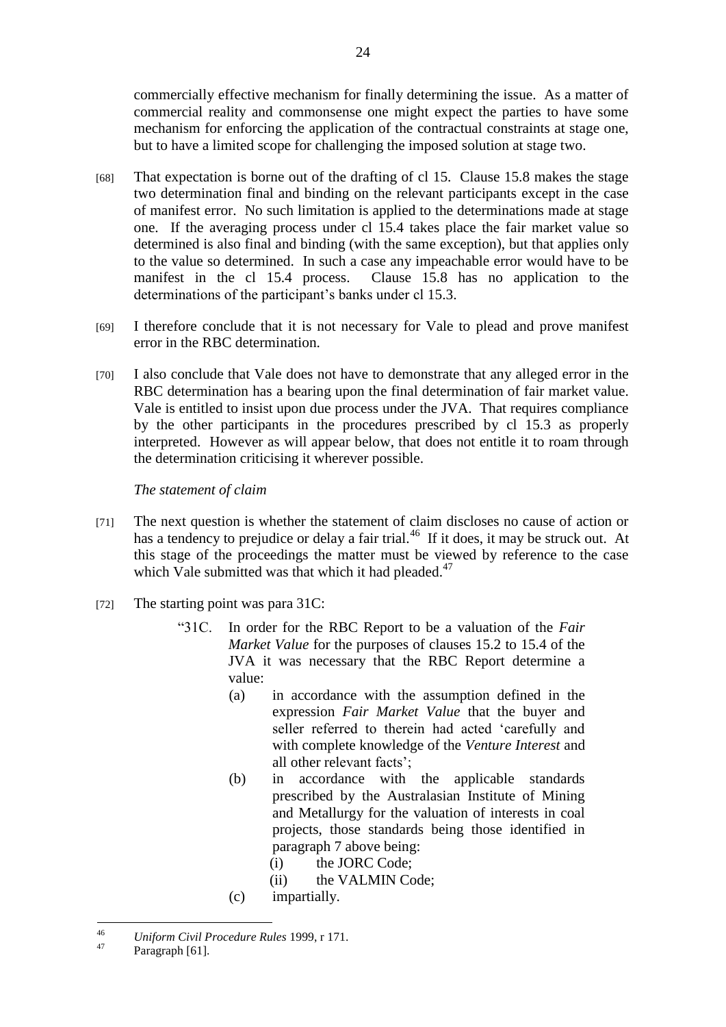commercially effective mechanism for finally determining the issue. As a matter of commercial reality and commonsense one might expect the parties to have some mechanism for enforcing the application of the contractual constraints at stage one, but to have a limited scope for challenging the imposed solution at stage two.

[68] That expectation is borne out of the drafting of cl 15. Clause 15.8 makes the stage two determination final and binding on the relevant participants except in the case of manifest error. No such limitation is applied to the determinations made at stage one. If the averaging process under cl 15.4 takes place the fair market value so determined is also final and binding (with the same exception), but that applies only to the value so determined. In such a case any impeachable error would have to be manifest in the cl 15.4 process. Clause 15.8 has no application to the determinations of the participant's banks under cl 15.3.

[69] I therefore conclude that it is not necessary for Vale to plead and prove manifest error in the RBC determination.

[70] I also conclude that Vale does not have to demonstrate that any alleged error in the RBC determination has a bearing upon the final determination of fair market value. Vale is entitled to insist upon due process under the JVA. That requires compliance by the other participants in the procedures prescribed by cl 15.3 as properly interpreted. However as will appear below, that does not entitle it to roam through the determination criticising it wherever possible.

*The statement of claim*

[71] The next question is whether the statement of claim discloses no cause of action or has a tendency to prejudice or delay a fair trial.[46] If it does, it may be struck out. At this stage of the proceedings the matter must be viewed by reference to the case which Vale submitted was that which it had pleaded.[47]

[72] The starting point was para 31C:

> "31C. In order for the RBC Report to be a valuation of the *Fair Market Value* for the purposes of clauses 15.2 to 15.4 of the JVA it was necessary that the RBC Report determine a value:
>
> (a) in accordance with the assumption defined in the expression *Fair Market Value* that the buyer and seller referred to therein had acted 'carefully and with complete knowledge of the *Venture Interest* and all other relevant facts';
>
> (b) in accordance with the applicable standards prescribed by the Australasian Institute of Mining and Metallurgy for the valuation of interests in coal projects, those standards being those identified in paragraph 7 above being:
>
> (i) the JORC Code;
>
> (ii) the VALMIN Code;
>
> (c) impartially.

---

[46] *Uniform Civil Procedure Rules* 1999, r 171.

[47] Paragraph [61].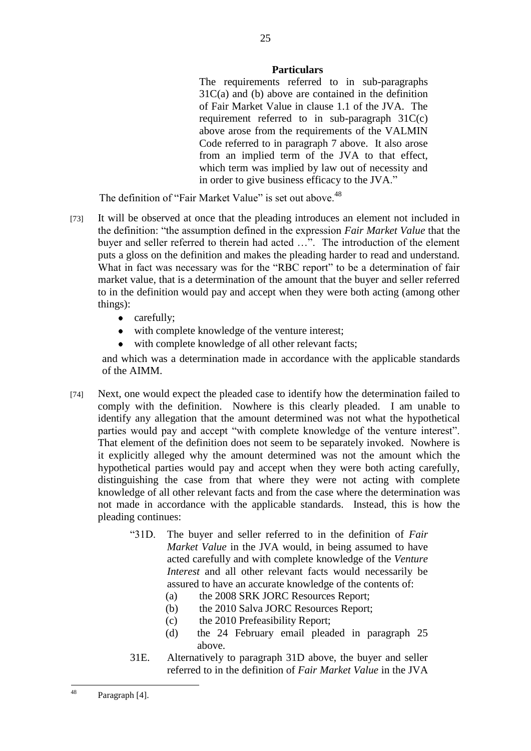**Particulars**

The requirements referred to in sub-paragraphs 31C(a) and (b) above are contained in the definition of Fair Market Value in clause 1.1 of the JVA. The requirement referred to in sub-paragraph 31C(c) above arose from the requirements of the VALMIN Code referred to in paragraph 7 above. It also arose from an implied term of the JVA to that effect, which term was implied by law out of necessity and in order to give business efficacy to the JVA."

The definition of "Fair Market Value" is set out above.[48]

[73] It will be observed at once that the pleading introduces an element not included in the definition: "the assumption defined in the expression *Fair Market Value* that the buyer and seller referred to therein had acted …". The introduction of the element puts a gloss on the definition and makes the pleading harder to read and understand. What in fact was necessary was for the "RBC report" to be a determination of fair market value, that is a determination of the amount that the buyer and seller referred to in the definition would pay and accept when they were both acting (among other things):

- carefully;
- with complete knowledge of the venture interest;
- with complete knowledge of all other relevant facts;

and which was a determination made in accordance with the applicable standards of the AIMM.

[74] Next, one would expect the pleaded case to identify how the determination failed to comply with the definition. Nowhere is this clearly pleaded. I am unable to identify any allegation that the amount determined was not what the hypothetical parties would pay and accept "with complete knowledge of the venture interest". That element of the definition does not seem to be separately invoked. Nowhere is it explicitly alleged why the amount determined was not the amount which the hypothetical parties would pay and accept when they were both acting carefully, distinguishing the case from that where they were not acting with complete knowledge of all other relevant facts and from the case where the determination was not made in accordance with the applicable standards. Instead, this is how the pleading continues:

"31D. The buyer and seller referred to in the definition of *Fair Market Value* in the JVA would, in being assumed to have acted carefully and with complete knowledge of the *Venture Interest* and all other relevant facts would necessarily be assured to have an accurate knowledge of the contents of:

(a) the 2008 SRK JORC Resources Report;
(b) the 2010 Salva JORC Resources Report;
(c) the 2010 Prefeasibility Report;
(d) the 24 February email pleaded in paragraph 25 above.

31E. Alternatively to paragraph 31D above, the buyer and seller referred to in the definition of *Fair Market Value* in the JVA

---

[48] Paragraph [4].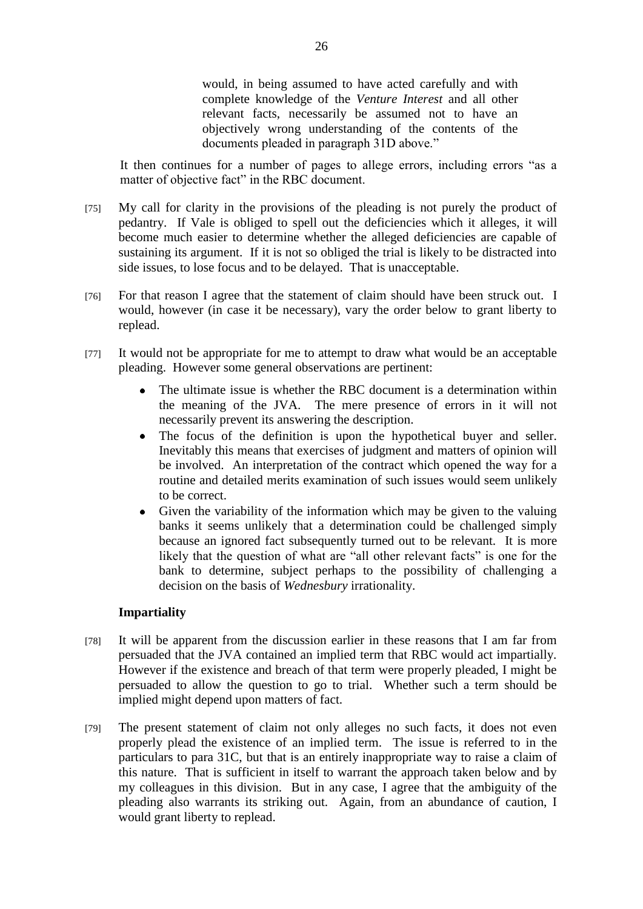> would, in being assumed to have acted carefully and with complete knowledge of the *Venture Interest* and all other relevant facts, necessarily be assumed not to have an objectively wrong understanding of the contents of the documents pleaded in paragraph 31D above."

It then continues for a number of pages to allege errors, including errors "as a matter of objective fact" in the RBC document.

[75] My call for clarity in the provisions of the pleading is not purely the product of pedantry. If Vale is obliged to spell out the deficiencies which it alleges, it will become much easier to determine whether the alleged deficiencies are capable of sustaining its argument. If it is not so obliged the trial is likely to be distracted into side issues, to lose focus and to be delayed. That is unacceptable.

[76] For that reason I agree that the statement of claim should have been struck out. I would, however (in case it be necessary), vary the order below to grant liberty to replead.

[77] It would not be appropriate for me to attempt to draw what would be an acceptable pleading. However some general observations are pertinent:

- The ultimate issue is whether the RBC document is a determination within the meaning of the JVA. The mere presence of errors in it will not necessarily prevent its answering the description.
- The focus of the definition is upon the hypothetical buyer and seller. Inevitably this means that exercises of judgment and matters of opinion will be involved. An interpretation of the contract which opened the way for a routine and detailed merits examination of such issues would seem unlikely to be correct.
- Given the variability of the information which may be given to the valuing banks it seems unlikely that a determination could be challenged simply because an ignored fact subsequently turned out to be relevant. It is more likely that the question of what are "all other relevant facts" is one for the bank to determine, subject perhaps to the possibility of challenging a decision on the basis of *Wednesbury* irrationality.

**Impartiality**

[78] It will be apparent from the discussion earlier in these reasons that I am far from persuaded that the JVA contained an implied term that RBC would act impartially. However if the existence and breach of that term were properly pleaded, I might be persuaded to allow the question to go to trial. Whether such a term should be implied might depend upon matters of fact.

[79] The present statement of claim not only alleges no such facts, it does not even properly plead the existence of an implied term. The issue is referred to in the particulars to para 31C, but that is an entirely inappropriate way to raise a claim of this nature. That is sufficient in itself to warrant the approach taken below and by my colleagues in this division. But in any case, I agree that the ambiguity of the pleading also warrants its striking out. Again, from an abundance of caution, I would grant liberty to replead.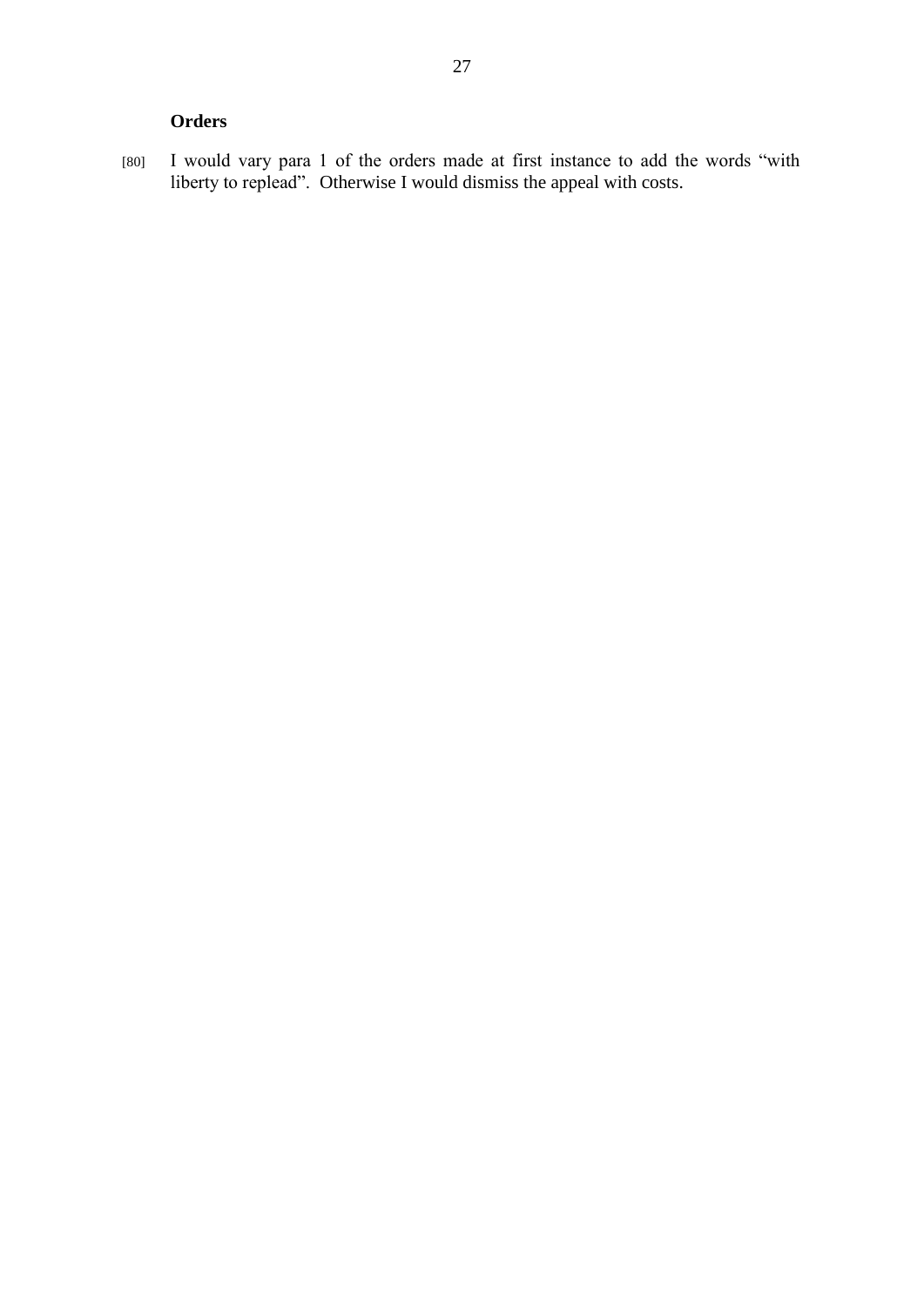### Orders

[80] I would vary para 1 of the orders made at first instance to add the words "with liberty to replead". Otherwise I would dismiss the appeal with costs.